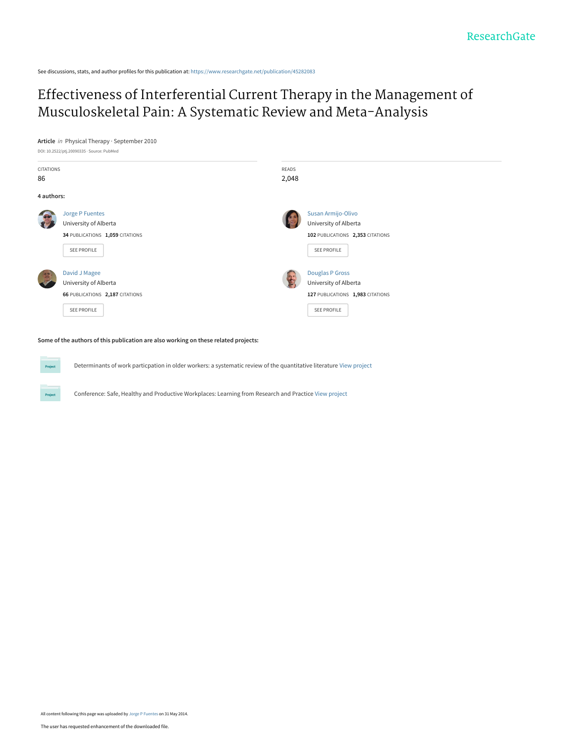ResearchGate

See discussions, stats, and author profiles for this publication at: https://www.researchgate.net/publication/45282083

# Effectiveness of Interferential Current Therapy in the Management of Musculoskeletal Pain: A Systematic Review and Meta-Analysis

**Article** *in* Physical Therapy · September 2010

DOI: 10.2522/ptj.20090335 · Source: PubMed

| CITATIONS | READS |
| --- | --- |
| 86 | 2,048 |

**4 authors:**

**Jorge P Fuentes**
University of Alberta
34 PUBLICATIONS 1,059 CITATIONS
SEE PROFILE

**Susan Armijo-Olivo**
University of Alberta
102 PUBLICATIONS 2,353 CITATIONS
SEE PROFILE

**David J Magee**
University of Alberta
66 PUBLICATIONS 2,187 CITATIONS
SEE PROFILE

**Douglas P Gross**
University of Alberta
127 PUBLICATIONS 1,983 CITATIONS
SEE PROFILE

**Some of the authors of this publication are also working on these related projects:**

Project: Determinants of work particpation in older workers: a systematic review of the quantitative literature View project

Project: Conference: Safe, Healthy and Productive Workplaces: Learning from Research and Practice View project

All content following this page was uploaded by Jorge P Fuentes on 31 May 2014.

The user has requested enhancement of the downloaded file.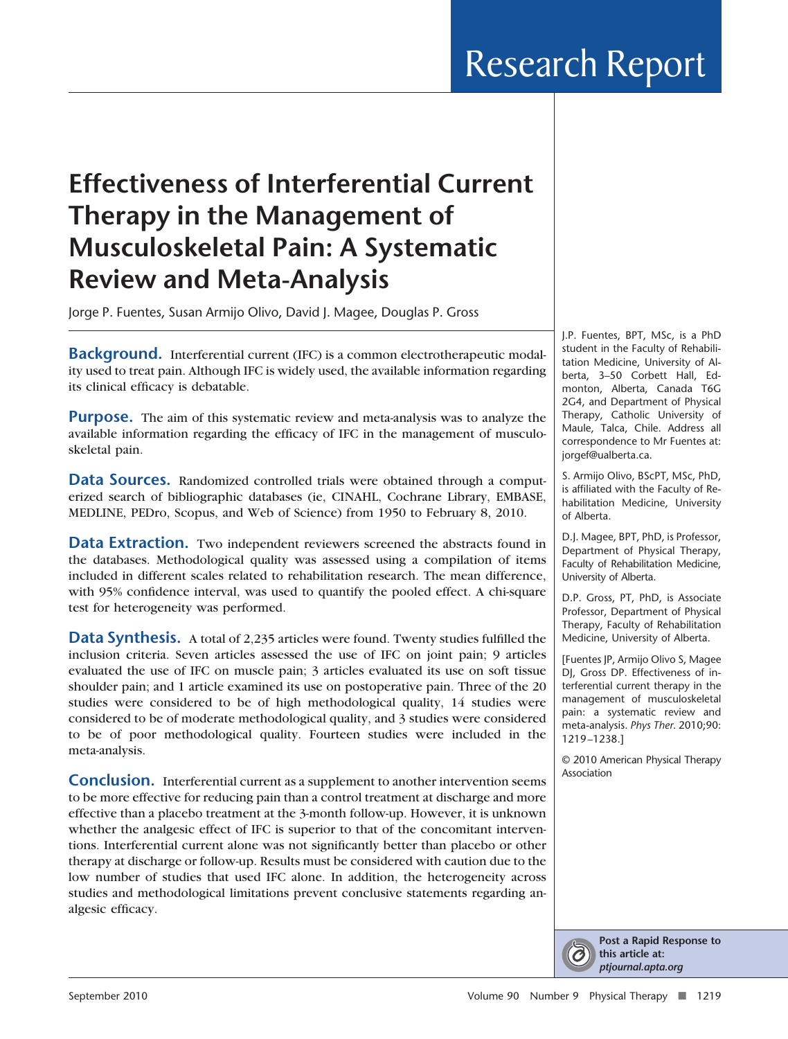# Effectiveness of Interferential Current Therapy in the Management of Musculoskeletal Pain: A Systematic Review and Meta-Analysis

Jorge P. Fuentes, Susan Armijo Olivo, David J. Magee, Douglas P. Gross

**Background.** Interferential current (IFC) is a common electrotherapeutic modality used to treat pain. Although IFC is widely used, the available information regarding its clinical efficacy is debatable.

**Purpose.** The aim of this systematic review and meta-analysis was to analyze the available information regarding the efficacy of IFC in the management of musculoskeletal pain.

**Data Sources.** Randomized controlled trials were obtained through a computerized search of bibliographic databases (ie, CINAHL, Cochrane Library, EMBASE, MEDLINE, PEDro, Scopus, and Web of Science) from 1950 to February 8, 2010.

**Data Extraction.** Two independent reviewers screened the abstracts found in the databases. Methodological quality was assessed using a compilation of items included in different scales related to rehabilitation research. The mean difference, with 95% confidence interval, was used to quantify the pooled effect. A chi-square test for heterogeneity was performed.

**Data Synthesis.** A total of 2,235 articles were found. Twenty studies fulfilled the inclusion criteria. Seven articles assessed the use of IFC on joint pain; 9 articles evaluated the use of IFC on muscle pain; 3 articles evaluated its use on soft tissue shoulder pain; and 1 article examined its use on postoperative pain. Three of the 20 studies were considered to be of high methodological quality, 14 studies were considered to be of moderate methodological quality, and 3 studies were considered to be of poor methodological quality. Fourteen studies were included in the meta-analysis.

**Conclusion.** Interferential current as a supplement to another intervention seems to be more effective for reducing pain than a control treatment at discharge and more effective than a placebo treatment at the 3-month follow-up. However, it is unknown whether the analgesic effect of IFC is superior to that of the concomitant interventions. Interferential current alone was not significantly better than placebo or other therapy at discharge or follow-up. Results must be considered with caution due to the low number of studies that used IFC alone. In addition, the heterogeneity across studies and methodological limitations prevent conclusive statements regarding analgesic efficacy.

J.P. Fuentes, BPT, MSc, is a PhD student in the Faculty of Rehabilitation Medicine, University of Alberta, 3–50 Corbett Hall, Edmonton, Alberta, Canada T6G 2G4, and Department of Physical Therapy, Catholic University of Maule, Talca, Chile. Address all correspondence to Mr Fuentes at: jorgef@ualberta.ca.

S. Armijo Olivo, BScPT, MSc, PhD, is affiliated with the Faculty of Rehabilitation Medicine, University of Alberta.

D.J. Magee, BPT, PhD, is Professor, Department of Physical Therapy, Faculty of Rehabilitation Medicine, University of Alberta.

D.P. Gross, PT, PhD, is Associate Professor, Department of Physical Therapy, Faculty of Rehabilitation Medicine, University of Alberta.

[Fuentes JP, Armijo Olivo S, Magee DJ, Gross DP. Effectiveness of interferential current therapy in the management of musculoskeletal pain: a systematic review and meta-analysis. *Phys Ther*. 2010;90:1219–1238.]

© 2010 American Physical Therapy Association

**Post a Rapid Response to this article at:** ***ptjournal.apta.org***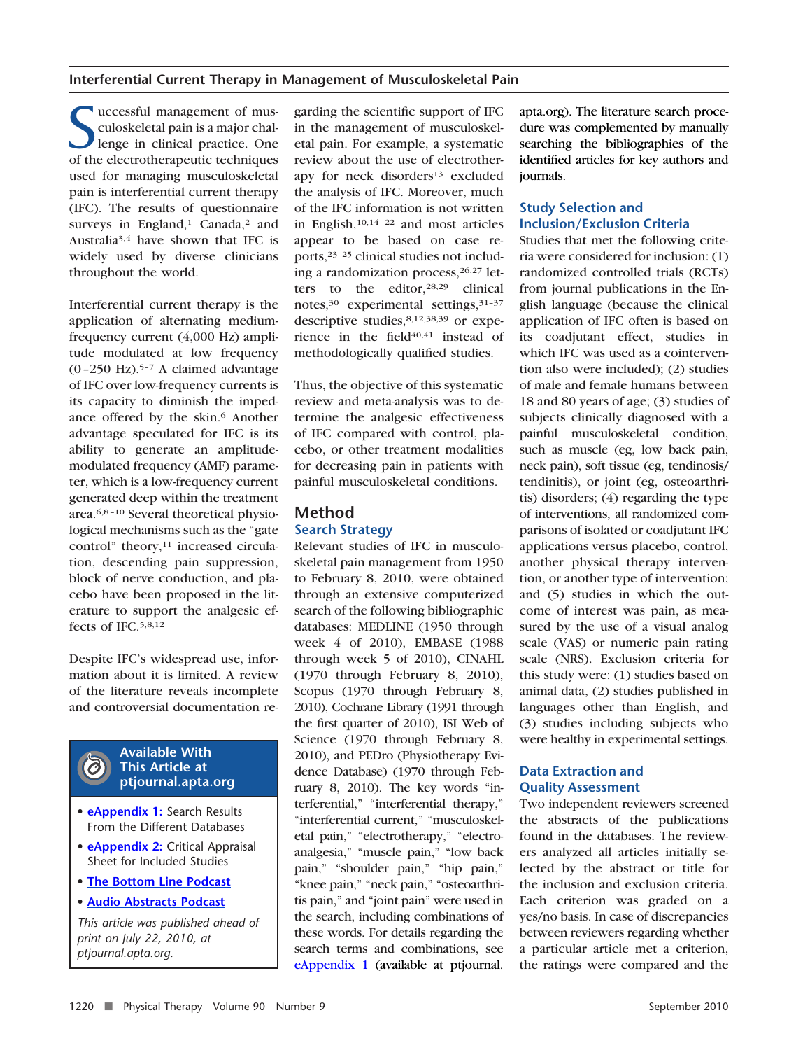Successful management of musculoskeletal pain is a major challenge in clinical practice. One of the electrotherapeutic techniques used for managing musculoskeletal pain is interferential current therapy (IFC). The results of questionnaire surveys in England,[1] Canada,[2] and Australia[3,4] have shown that IFC is widely used by diverse clinicians throughout the world.

Interferential current therapy is the application of alternating medium-frequency current (4,000 Hz) amplitude modulated at low frequency (0–250 Hz).[5–7] A claimed advantage of IFC over low-frequency currents is its capacity to diminish the impedance offered by the skin.[6] Another advantage speculated for IFC is its ability to generate an amplitude-modulated frequency (AMF) parameter, which is a low-frequency current generated deep within the treatment area.[6,8–10] Several theoretical physiological mechanisms such as the "gate control" theory,[11] increased circulation, descending pain suppression, block of nerve conduction, and placebo have been proposed in the literature to support the analgesic effects of IFC.[5,8,12]

Despite IFC's widespread use, information about it is limited. A review of the literature reveals incomplete and controversial documentation regarding the scientific support of IFC in the management of musculoskeletal pain. For example, a systematic review about the use of electrotherapy for neck disorders[13] excluded the analysis of IFC. Moreover, much of the IFC information is not written in English,[10,14–22] and most articles appear to be based on case reports,[23–25] clinical studies not including a randomization process,[26,27] letters to the editor,[28,29] clinical notes,[30] experimental settings,[31–37] descriptive studies,[8,12,38,39] or experience in the field[40,41] instead of methodologically qualified studies.

Thus, the objective of this systematic review and meta-analysis was to determine the analgesic effectiveness of IFC compared with control, placebo, or other treatment modalities for decreasing pain in patients with painful musculoskeletal conditions.

> **Available With This Article at ptjournal.apta.org**
>
> - eAppendix 1: Search Results From the Different Databases
> - eAppendix 2: Critical Appraisal Sheet for Included Studies
> - The Bottom Line Podcast
> - Audio Abstracts Podcast
>
> *This article was published ahead of print on July 22, 2010, at ptjournal.apta.org.*

## Method

### Search Strategy

Relevant studies of IFC in musculoskeletal pain management from 1950 to February 8, 2010, were obtained through an extensive computerized search of the following bibliographic databases: MEDLINE (1950 through week 4 of 2010), EMBASE (1988 through week 5 of 2010), CINAHL (1970 through February 8, 2010), Scopus (1970 through February 8, 2010), Cochrane Library (1991 through the first quarter of 2010), ISI Web of Science (1970 through February 8, 2010), and PEDro (Physiotherapy Evidence Database) (1970 through February 8, 2010). The key words "interferential," "interferential therapy," "interferential current," "musculoskeletal pain," "electrotherapy," "electroanalgesia," "muscle pain," "low back pain," "shoulder pain," "hip pain," "knee pain," "neck pain," "osteoarthritis pain," and "joint pain" were used in the search, including combinations of these words. For details regarding the search terms and combinations, see eAppendix 1 (available at ptjournal.apta.org). The literature search procedure was complemented by manually searching the bibliographies of the identified articles for key authors and journals.

### Study Selection and Inclusion/Exclusion Criteria

Studies that met the following criteria were considered for inclusion: (1) randomized controlled trials (RCTs) from journal publications in the English language (because the clinical application of IFC often is based on its coadjutant effect, studies in which IFC was used as a cointervention also were included); (2) studies of male and female humans between 18 and 80 years of age; (3) studies of subjects clinically diagnosed with a painful musculoskeletal condition, such as muscle (eg, low back pain, neck pain), soft tissue (eg, tendinosis/tendinitis), or joint (eg, osteoarthritis) disorders; (4) regarding the type of interventions, all randomized comparisons of isolated or coadjutant IFC applications versus placebo, control, another physical therapy intervention, or another type of intervention; and (5) studies in which the outcome of interest was pain, as measured by the use of a visual analog scale (VAS) or numeric pain rating scale (NRS). Exclusion criteria for this study were: (1) studies based on animal data, (2) studies published in languages other than English, and (3) studies including subjects who were healthy in experimental settings.

### Data Extraction and Quality Assessment

Two independent reviewers screened the abstracts of the publications found in the databases. The reviewers analyzed all articles initially selected by the abstract or title for the inclusion and exclusion criteria. Each criterion was graded on a yes/no basis. In case of discrepancies between reviewers regarding whether a particular article met a criterion, the ratings were compared and the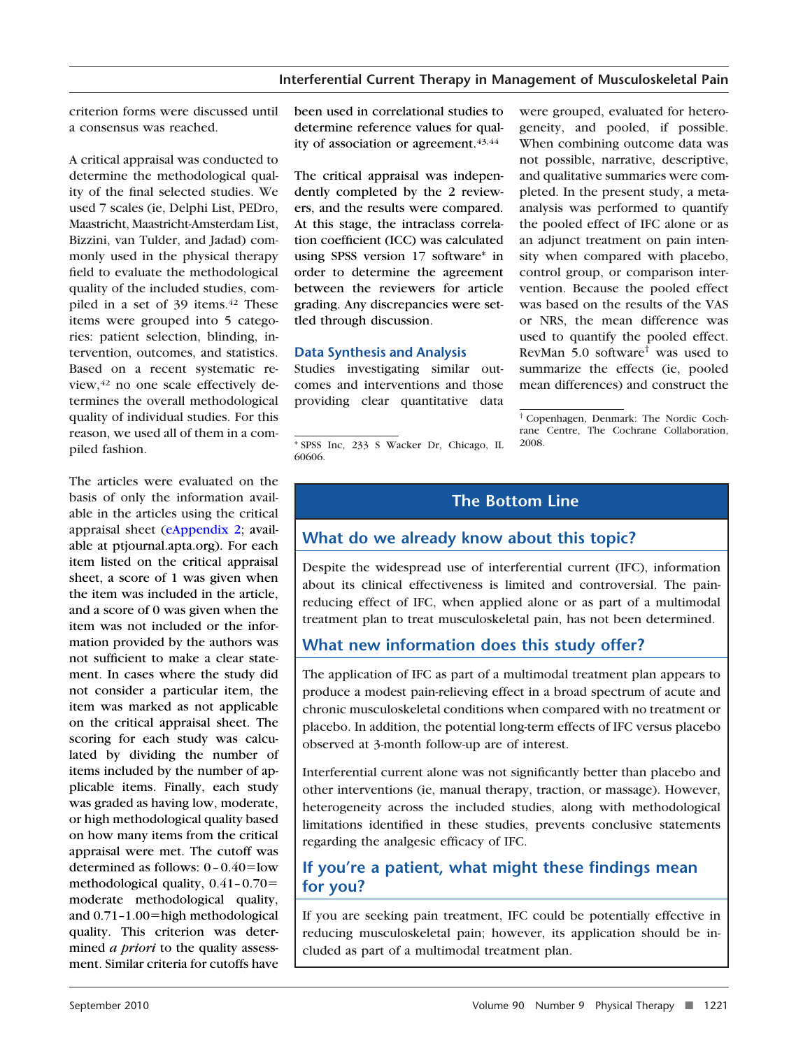criterion forms were discussed until a consensus was reached.

A critical appraisal was conducted to determine the methodological quality of the final selected studies. We used 7 scales (ie, Delphi List, PEDro, Maastricht, Maastricht-Amsterdam List, Bizzini, van Tulder, and Jadad) commonly used in the physical therapy field to evaluate the methodological quality of the included studies, compiled in a set of 39 items.[42] These items were grouped into 5 categories: patient selection, blinding, intervention, outcomes, and statistics. Based on a recent systematic review,[42] no one scale effectively determines the overall methodological quality of individual studies. For this reason, we used all of them in a compiled fashion.

The articles were evaluated on the basis of only the information available in the articles using the critical appraisal sheet (eAppendix 2; available at ptjournal.apta.org). For each item listed on the critical appraisal sheet, a score of 1 was given when the item was included in the article, and a score of 0 was given when the item was not included or the information provided by the authors was not sufficient to make a clear statement. In cases where the study did not consider a particular item, the item was marked as not applicable on the critical appraisal sheet. The scoring for each study was calculated by dividing the number of items included by the number of applicable items. Finally, each study was graded as having low, moderate, or high methodological quality based on how many items from the critical appraisal were met. The cutoff was determined as follows: 0–0.40=low methodological quality, 0.41–0.70=moderate methodological quality, and 0.71–1.00=high methodological quality. This criterion was determined *a priori* to the quality assessment. Similar criteria for cutoffs have been used in correlational studies to determine reference values for quality of association or agreement.[43,44]

The critical appraisal was independently completed by the 2 reviewers, and the results were compared. At this stage, the intraclass correlation coefficient (ICC) was calculated using SPSS version 17 software* in order to determine the agreement between the reviewers for article grading. Any discrepancies were settled through discussion.

## Data Synthesis and Analysis

Studies investigating similar outcomes and interventions and those providing clear quantitative data were grouped, evaluated for heterogeneity, and pooled, if possible. When combining outcome data was not possible, narrative, descriptive, and qualitative summaries were completed. In the present study, a meta-analysis was performed to quantify the pooled effect of IFC alone or as an adjunct treatment on pain intensity when compared with placebo, control group, or comparison intervention. Because the pooled effect was based on the results of the VAS or NRS, the mean difference was used to quantify the pooled effect. RevMan 5.0 software† was used to summarize the effects (ie, pooled mean differences) and construct the

\* SPSS Inc, 233 S Wacker Dr, Chicago, IL 60606.

† Copenhagen, Denmark: The Nordic Cochrane Centre, The Cochrane Collaboration, 2008.

## The Bottom Line

### What do we already know about this topic?

Despite the widespread use of interferential current (IFC), information about its clinical effectiveness is limited and controversial. The pain-reducing effect of IFC, when applied alone or as part of a multimodal treatment plan to treat musculoskeletal pain, has not been determined.

### What new information does this study offer?

The application of IFC as part of a multimodal treatment plan appears to produce a modest pain-relieving effect in a broad spectrum of acute and chronic musculoskeletal conditions when compared with no treatment or placebo. In addition, the potential long-term effects of IFC versus placebo observed at 3-month follow-up are of interest.

Interferential current alone was not significantly better than placebo and other interventions (ie, manual therapy, traction, or massage). However, heterogeneity across the included studies, along with methodological limitations identified in these studies, prevents conclusive statements regarding the analgesic efficacy of IFC.

### If you're a patient, what might these findings mean for you?

If you are seeking pain treatment, IFC could be potentially effective in reducing musculoskeletal pain; however, its application should be included as part of a multimodal treatment plan.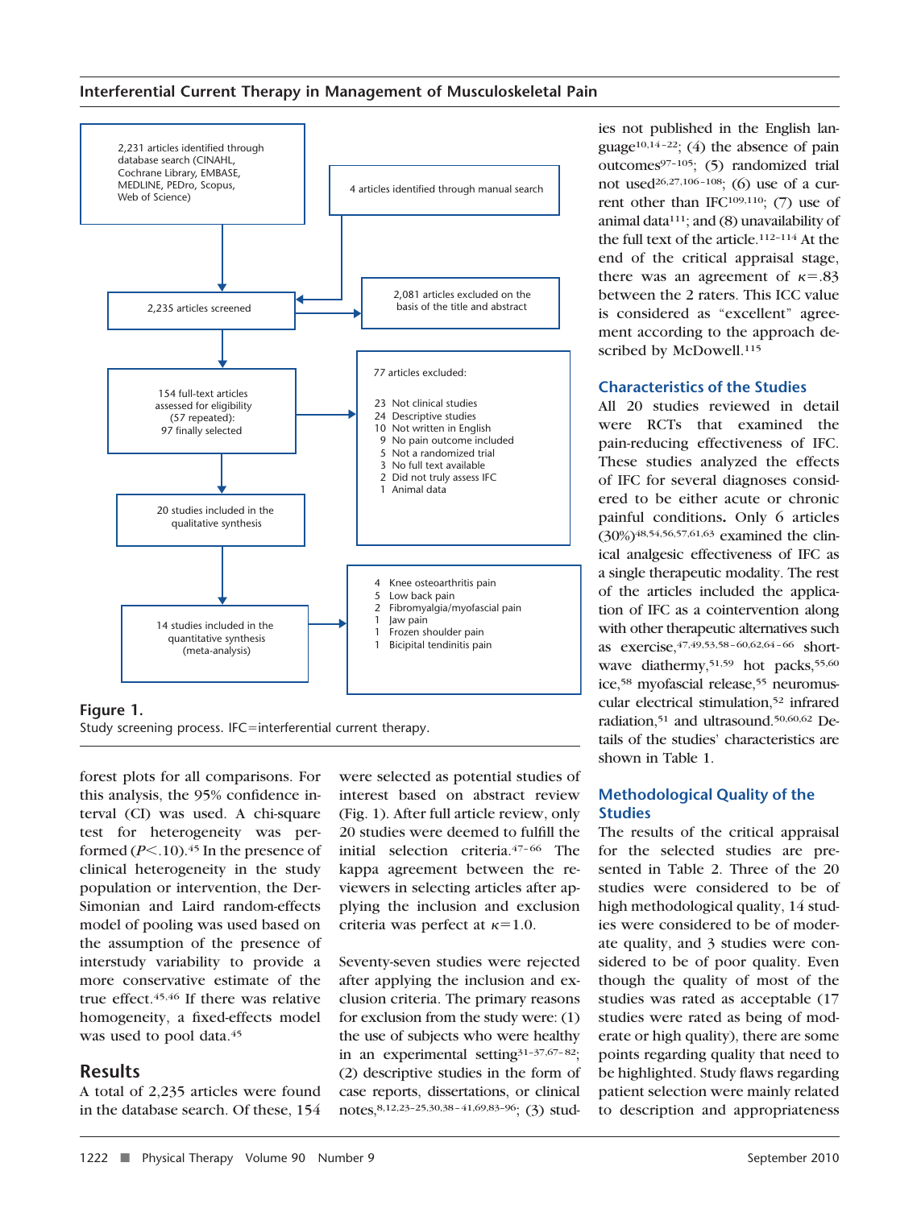2,231 articles identified through database search (CINAHL, Cochrane Library, EMBASE, MEDLINE, PEDro, Scopus, Web of Science)

4 articles identified through manual search

2,235 articles screened

2,081 articles excluded on the basis of the title and abstract

154 full-text articles assessed for eligibility (57 repeated): 97 finally selected

77 articles excluded:

- 23 Not clinical studies
- 24 Descriptive studies
- 10 Not written in English
- 9 No pain outcome included
- 5 Not a randomized trial
- 3 No full text available
- 2 Did not truly assess IFC
- 1 Animal data

20 studies included in the qualitative synthesis

14 studies included in the quantitative synthesis (meta-analysis)

- 4 Knee osteoarthritis pain
- 5 Low back pain
- 2 Fibromyalgia/myofascial pain
- 1 Jaw pain
- 1 Frozen shoulder pain
- 1 Bicipital tendinitis pain

**Figure 1.**
Study screening process. IFC=interferential current therapy.

forest plots for all comparisons. For this analysis, the 95% confidence interval (CI) was used. A chi-square test for heterogeneity was performed ($P<.10$).[45] In the presence of clinical heterogeneity in the study population or intervention, the DerSimonian and Laird random-effects model of pooling was used based on the assumption of the presence of interstudy variability to provide a more conservative estimate of the true effect.[45,46] If there was relative homogeneity, a fixed-effects model was used to pool data.[45]

## Results

A total of 2,235 articles were found in the database search. Of these, 154 were selected as potential studies of interest based on abstract review (Fig. 1). After full article review, only 20 studies were deemed to fulfill the initial selection criteria.[47–66] The kappa agreement between the reviewers in selecting articles after applying the inclusion and exclusion criteria was perfect at $\kappa$=1.0.

Seventy-seven studies were rejected after applying the inclusion and exclusion criteria. The primary reasons for exclusion from the study were: (1) the use of subjects who were healthy in an experimental setting[31–37,67–82]; (2) descriptive studies in the form of case reports, dissertations, or clinical notes,[8,12,23–25,30,38–41,69,83–96]; (3) studies not published in the English language[10,14–22]; (4) the absence of pain outcomes[97–105]; (5) randomized trial not used[26,27,106–108]; (6) use of a current other than IFC[109,110]; (7) use of animal data[111]; and (8) unavailability of the full text of the article.[112–114] At the end of the critical appraisal stage, there was an agreement of $\kappa$=.83 between the 2 raters. This ICC value is considered as "excellent" agreement according to the approach described by McDowell.[115]

### Characteristics of the Studies

All 20 studies reviewed in detail were RCTs that examined the pain-reducing effectiveness of IFC. These studies analyzed the effects of IFC for several diagnoses considered to be either acute or chronic painful conditions. Only 6 articles (30%)[48,54,56,57,61,63] examined the clinical analgesic effectiveness of IFC as a single therapeutic modality. The rest of the articles included the application of IFC as a cointervention along with other therapeutic alternatives such as exercise,[47,49,53,58–60,62,64–66] shortwave diathermy,[51,59] hot packs,[55,60] ice,[58] myofascial release,[55] neuromuscular electrical stimulation,[52] infrared radiation,[51] and ultrasound.[50,60,62] Details of the studies' characteristics are shown in Table 1.

### Methodological Quality of the Studies

The results of the critical appraisal for the selected studies are presented in Table 2. Three of the 20 studies were considered to be of high methodological quality, 14 studies were considered to be of moderate quality, and 3 studies were considered to be of poor quality. Even though the quality of most of the studies was rated as acceptable (17 studies were rated as being of moderate or high quality), there are some points regarding quality that need to be highlighted. Study flaws regarding patient selection were mainly related to description and appropriateness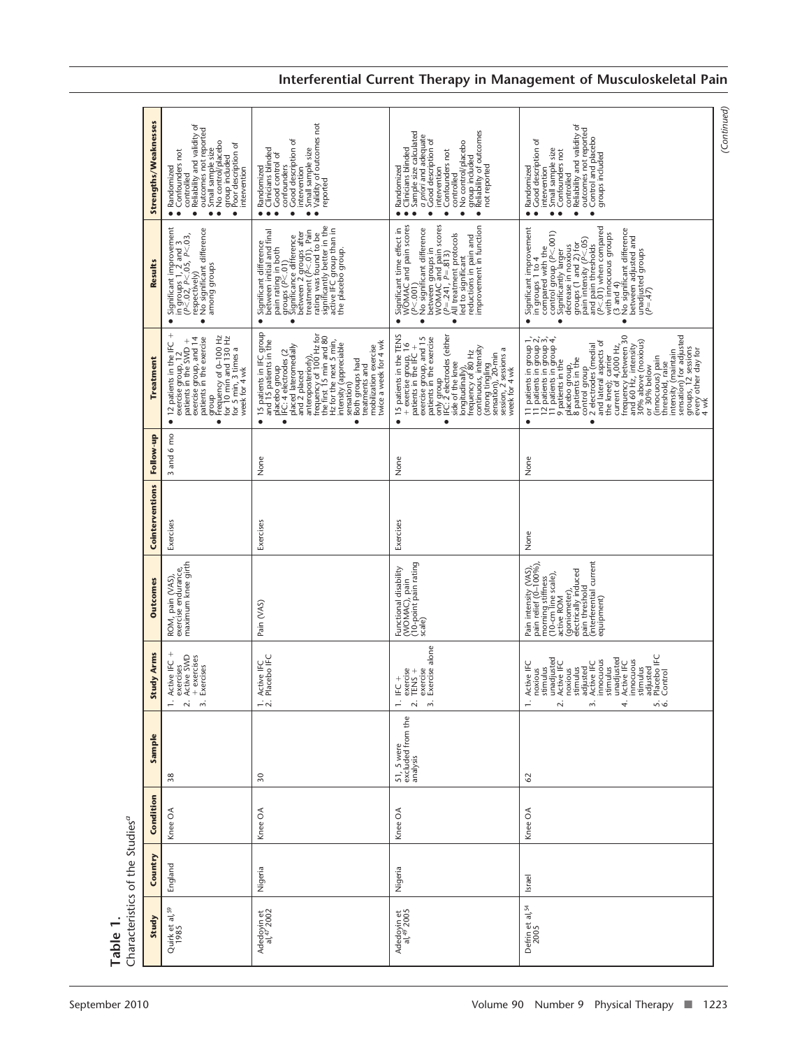**Table 1.**
Characteristics of the Studies[a]

| Study | Country | Condition | Sample | Study Arms | Outcomes | Cointerventions | Follow-up | Treatment | Results | Strengths/Weaknesses |
|---|---|---|---|---|---|---|---|---|---|---|
| Quirk et al,[59] 1985 | England | Knee OA | 38 | 1. Active IFC + exercises 2. Active SWD + exercises 3. Exercises | ROM, pain (VAS), exercise endurance, maximum knee girth | Exercises | 3 and 6 mo | • 12 patients in the IFC + exercise group, 12 patients in the SWD + exercise group, and 14 patients in the exercise group • Frequency of 0–100 Hz for 10 min and 130 Hz for 5 min, 3 times a week for 4 wk | • Significant improvement in groups 1, 2 and 3 ($P<.02$, $P<.05$, $P<.03$, respectively) • No significant difference among groups | • Randomized • Confounders not controlled • Reliability and validity of outcomes not reported • Small sample size • No control/placebo group included • Poor description of intervention |
| Adedoyin et al,[47] 2002 | Nigeria | Knee OA | 30 | 1. Active IFC 2. Placebo IFC | Pain (VAS) | Exercises | None | • 15 patients in IFC group and 15 patients in the placebo group • IFC: 4 electrodes (2 placed lateromedially and 2 placed anteroposteriorly), frequency of 100 Hz for the first 15 min and 80 Hz for the next 5 min, intensity (appreciable sensation) • Both groups had treatments and mobilization exercise twice a week for 4 wk | • Significant difference between initial and final pain rating in both groups ($P<.01$) • Significance difference between 2 groups after treatment ($P<.01$). Pain rating was found to be significantly better in the active IFC group than in the placebo group. | • Randomized • Clinicians blinded • Good control of confounders • Good description of intervention • Small sample size • Validity of outcomes not reported |
| Adedoyin et al,[49] 2005 | Nigeria | Knee OA | 51, 5 were excluded from the analysis | 1. IFC + exercise 2. TENS + exercise 3. Exercise alone | Functional disability (WOMAC), pain (10-point pain rating scale) | Exercises | None | • 15 patients in the TENS + exercise group, 16 patients in the IFC + exercise group, and 15 patients in the exercise only group • IFC: 2 electrodes (either side of the knee longitudinally), frequency of 80 Hz continuous, intensity (strong tingling sensation), 20-min session, 2 sessions a week for 4 wk | • Significant time effect in WOMAC and pain scores ($P<.001$) • No significant difference between groups in WOMAC and pain scores ($P=.241$, $P=.813$) • All treatment protocols led to significant reductions in pain and improvement in function | • Randomized • Clinicians blinded • Sample size calculated *a priori* and adequate • Good description of intervention • Confounders not controlled • No control/placebo group included • Reliability of outcomes not reported |
| Defrin et al,[54] 2005 | Israel | Knee OA | 62 | 1. Active IFC noxious stimulus unadjusted 2. Active IFC noxious stimulus adjusted 3. Active IFC innocuous stimulus unadjusted 4. Active IFC innocuous stimulus adjusted 5. Placebo IFC 6. Control | Pain intensity (VAS), pain relief (0–100%), morning stiffness (10-cm line scale), active ROM (goniometer), electrically induced pain threshold (interferential current equipment) | None | None | • 11 patients in group 1, 11 patients in group 2, 12 patients in group 3, 11 patients in group 4, 9 patients in the placebo group, 8 patients in the control group • 2 electrodes (medial and lateral aspects of the knee); carrier current of 4,000 Hz, frequency between 30 and 60 Hz, intensity 30% above (noxious) or 30% below (innocuous) pain threshold, raise intensity (maintain sensation) for adjusted groups, 12 sessions every other day for 4 wk | • Significant improvement in groups 1 to 4 compared with the control group ($P<.001$) • Significantly larger decrease in noxious groups (1 and 2) for pain intensity ($P<.05$) and pain thresholds ($P<.01$) when compared with innocuous groups (3 and 4) • No significant difference between adjusted and unadjusted groups ($P=.47$) | • Randomized • Good description of intervention • Small sample size • Confounders not controlled • Reliability and validity of outcomes not reported • Control and placebo groups included |

*(Continued)*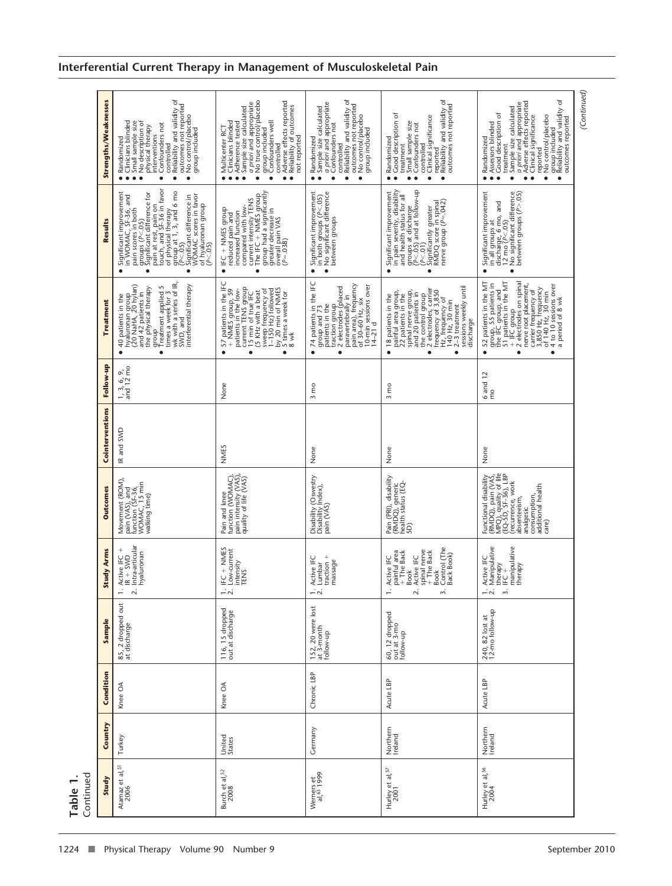## Interferential Current Therapy in Management of Musculoskeletal Pain

**Table 1.**
Continued

| Study | Country | Condition | Sample | Study Arms | Outcomes | Cointerventions | Follow-up | Treatment | Results | Strengths/Weaknesses |
|---|---|---|---|---|---|---|---|---|---|---|
| Atamaz et al,[51] 2006 | Turkey | Knee OA | 85, 2 dropped out at discharge | 1. Active IFC + IR + SWD<br>2. Intra-articular hyaluronan | Movement (ROM), pain (VAS), and function (SF-36, WOMAC, 15 min walking time) | IR and SWD | 1, 3, 6, 9, and 12 mo | • 40 patients in the hyaluronan group (20 NaHA, 20 hylan) and 42 patients in the physical therapy group<br>• Treatment applied 5 times a week for 3 wk with a series of IR, SWD, and interferential therapy | • Significant improvement in WOMAC, SF-36, and pain scores in both groups (P<.05)<br>• Significant difference for pain at rest, pain on touch, and SF-36 in favor of physical therapy group at 1, 3, and 6 mo (P<.05)<br>• Significant difference in WOMAC scores in favor of hyaluronan group (P<.05) | • Randomized<br>• Clinicians blinded<br>• Small sample size<br>• No description of physical therapy interventions<br>• Confounders not controlled<br>• Reliability and validity of outcomes not reported<br>• No control/placebo group included |
| Burch et al,[52] 2008 | United States | Knee OA | 116, 15 dropped out at discharge | 1. IFC + NMES<br>2. Low-current intensity TENS | Pain and knee function (WOMAC), pain intensity (VAS), quality of life (VAS) | NMES | None | • 57 patients in the IFC + NMES group, 59 patients in the low-current TENS group<br>• 15 min of true IFC (5 KHz with a beat sweep frequency of 1–150 Hz) followed by 20 min of NMES<br>• 5 times a week for 8 wk | • IFC + NMES group reduced pain and increased function compared with low-current intensity TENS<br>• The IFC + NMES group had a significantly greater decrease in overall pain VAS (P=.038) | • Multicenter RCT<br>• Clinicians blinded<br>• Adherence tested<br>• Sample size calculated *a priori* and appropriate<br>• No true control/placebo group included<br>• Confounders well controlled<br>• Adverse effects reported<br>• Reliability of outcomes not reported |
| Werners et al,[63] 1999 | Germany | Chronic LBP | 152, 20 were lost at 3-month follow-up | 1. Active IFC<br>2. Lumbar traction + massage | Disability (Oswestry Disability Index), pain (VAS) | None | 3 mo | • 74 patients in the IFC group and 73 patients in the traction group<br>• 2 electrodes (placed paravertebrally in pain area), frequency of 30–60 Hz, six 10-min sessions over 14–21 d | • Significant improvement in both groups (P<.05)<br>• No significant difference between groups | • Randomized<br>• Sample size calculated *a priori* and appropriate<br>• Confounders not controlled<br>• Reliability and validity of outcomes not reported<br>• No control/placebo group included |
| Hurley et al,[57] 2001 | Northern Ireland | Acute LBP | 60, 12 dropped out at 3-mo follow-up | 1. Active IFC painful area + The Back Book<br>2. Active IFC spinal nerve + The Back Book<br>3. Control (The Back Book) | Pain (PRI), disability (RMDQ), generic health status (EQ-5D) | None | 3 mo | • 18 patients in the painful area group, 22 patients in the spinal nerve group, and 20 patients in the control group<br>• 2 electrodes, carrier frequency of 3,850 Hz, frequency of 140 Hz, 30 min<br>• 2–3 treatment sessions weekly until discharge | • Significant improvement in pain severity, disability and health status for all groups at discharge (P<.05) and at follow-up (P<.01)<br>• Significantly greater RMDQ score in spinal nerve group (P=.042) | • Randomized<br>• Good description of treatment<br>• Small sample size<br>• Confounders not controlled<br>• Clinical significance reported<br>• Reliability and validity of outcomes not reported |
| Hurley et al,[56] 2004 | Northern Ireland | Acute LBP | 240, 82 lost at 12-mo follow-up | 1. Active IFC<br>2. Manipulative therapy<br>3. IFC + manipulative therapy | Functional disability (RMDQ), pain (VAS, MPQ), quality of life (EQ-5D, SF-36), LBP recurrence, work absenteeism, analgesic consumption, additional health care) | None | 6 and 12 mo | • 52 patients in the MT group, 55 patients in the IFC group, and 51 patients in the MT + IFC group<br>• 2 electrodes on spinal nerve root placement, carrier frequency of 3,850 Hz, frequency of 140 Hz, 30 min<br>• 4 to 10 sessions over a period of 8 wk | • Significant improvement in all groups at discharge, 6 mo, and 12 mo (P<.05)<br>• No significant difference between groups (P>.05) | • Randomized<br>• Assessors blinded<br>• Good description of treatment<br>• Sample size calculated *a priori* and appropriate<br>• Adverse effects reported<br>• Clinical significance reported<br>• No control/placebo group included<br>• Reliability and validity of outcomes reported |

*(Continued)*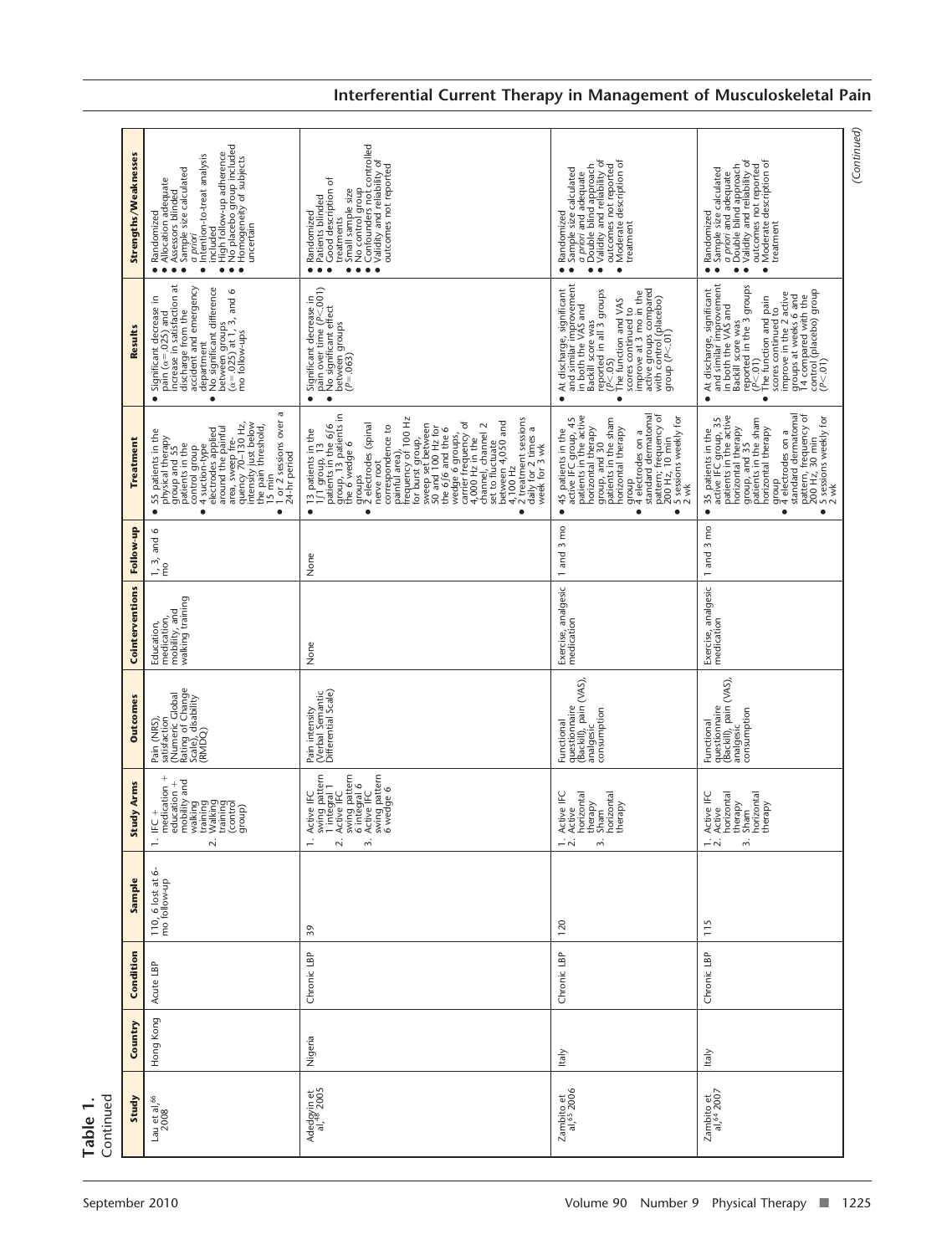**Table 1.**
Continued

| Study | Country | Condition | Sample | Study Arms | Outcomes | Cointerventions | Follow-up | Treatment | Results | Strengths/Weaknesses |
|---|---|---|---|---|---|---|---|---|---|---|
| Lau et al,[66] 2008 | Hong Kong | Acute LBP | 110, 6 lost at 6-mo follow-up | 1. IFC + medication + education + mobility and walking training 2. Walking training (control group) | Pain (NRS), satisfaction (Numeric Global Rating of Change Scale), disability (RMDQ) | Education, medication, mobility, and walking training | 1, 3, and 6 mo | • 55 patients in the physical therapy group and 55 patients in the control group • 4 suction-type electrodes applied around the painful area, sweep frequency 70–130 Hz, intensity just below the pain threshold, 15 min • 1 or 2 sessions over a 24-hr period | • Significant decrease in pain ($\alpha$=.025) and increase in satisfaction at discharge from the accident and emergency department • No significant difference between groups ($\alpha$=.025) at 1, 3, and 6 mo follow-ups | • Randomized • Allocation adequate • Assessors blinded • Sample size calculated *a priori* • Intention-to-treat analysis included • High follow-up adherence • No placebo group included • Homogeneity of subjects uncertain |
| Adedoyin et al,[48] 2005 | Nigeria | Chronic LBP | 39 | 1. Active IFC swing pattern 1 integral 1 2. Active IFC swing pattern 6 integral 6 3. Active IFC swing pattern 6 wedge 6 | Pain intensity (Verbal Semantic Differential Scale) | None | None | • 13 patients in the 1/1 group, 13 patients in the 6/6 group, 13 patients in the 6 wedge 6 groups • 2 electrodes (spinal nerve root correspondence to painful area), frequency of 100 Hz for burst group, sweep set between 50 and 100 Hz for the 6/6 and the 6 wedge 6 groups, carrier frequency of 4,000 Hz in the channel, channel 2 set to fluctuate between 4,050 and 4,100 Hz • 2 treatment sessions daily for 2 times a week for 3 wk | • Significant decrease in pain over time ($P$<.001) • No significant effect between groups ($P$=.063) | • Randomized • Patients blinded • Good description of treatments • Small sample size • No control group • Confounders not controlled • Validity and reliability of outcomes not reported |
| Zambito et al,[65] 2006 | Italy | Chronic LBP | 120 | 1. Active IFC 2. Active horizontal therapy 3. Sham horizontal therapy | Functional questionnaire (Backill), pain (VAS), analgesic consumption | Exercise, analgesic medication | 1 and 3 mo | • 45 patients in the active IFC group, 45 patients in the active horizontal therapy group, and 30 patients in the sham horizontal therapy group • 4 electrodes on a standard dermatomal pattern; frequency of 200 Hz, 10 min • 5 sessions weekly for 2 wk | • At discharge, significant and similar improvement in both the VAS and Backill score was reported in all 3 groups ($P$<.05) • The function and VAS scores continued to improve at 3 mo in the active groups compared with control (placebo) group ($P$<.01) | • Randomized • Sample size calculated *a priori* and adequate • Double blind approach • Validity and reliability of outcomes not reported • Moderate description of treatment |
| Zambito et al,[64] 2007 | Italy | Chronic LBP | 115 | 1. Active IFC 2. Active horizontal therapy 3. Sham horizontal therapy | Functional questionnaire (Backill), pain (VAS), analgesic consumption | Exercise, analgesic medication | 1 and 3 mo | • 35 patients in the active IFC group, 35 patients in the active horizontal therapy group, and 35 patients in the sham horizontal therapy group • 4 electrodes on a standard dermatomal pattern, frequency of 200 Hz, 30 min • 5 sessions weekly for 2 wk | • At discharge, significant and similar improvement in both the VAS and Backill score was reported in the 3 groups ($P$<.01) • The function and pain scores continued to improve in the 2 active groups at weeks 6 and 14 compared with the control (placebo) group ($P$<.01) | • Randomized • Sample size calculated *a priori* and adequate • Double blind approach • Validity and reliability of outcomes not reported • Moderate description of treatment |

*(Continued)*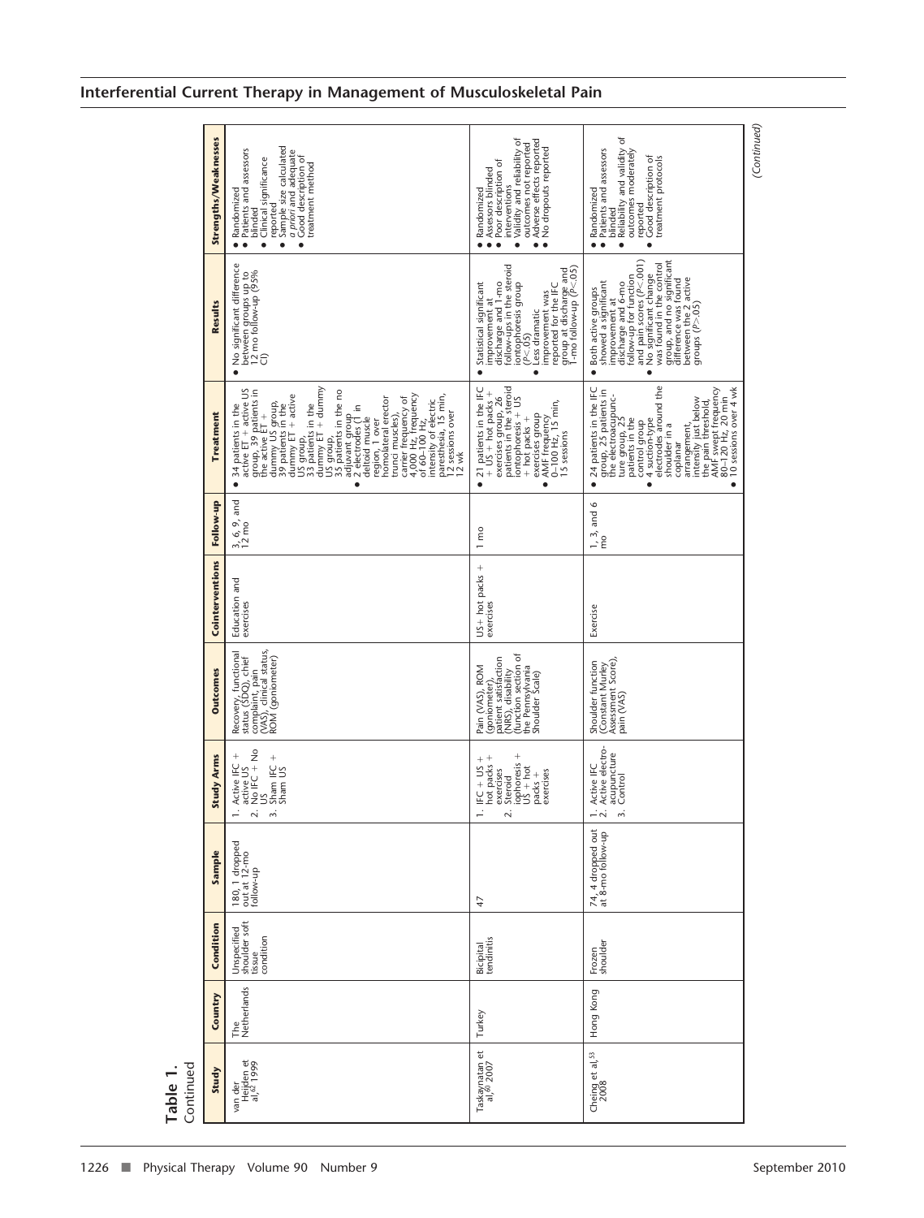**Table 1.**
Continued

| Study | Country | Condition | Sample | Study Arms | Outcomes | Cointerventions | Follow-up | Treatment | Results | Strengths/Weaknesses |
|---|---|---|---|---|---|---|---|---|---|---|
| van der Heijden et al,[62] 1999 | The Netherlands | Unspecified shoulder soft tissue condition | 180, 1 dropped out at 12-mo follow-up | 1. Active IFC + active US<br>2. No IFC + No US<br>3. Sham IFC + Sham US | Recovery, functional status (SDQ), chief complaint, pain (VAS), clinical status, ROM (goniometer) | Education and exercises | 3, 6, 9, and 12 mo | • 34 patients in the active ET + active US group, 39 patients in the active ET + dummy US group, 39 patients in the dummy ET + active US group, 33 patients in the dummy ET + dummy US group, 35 patients in the no adjuvant group<br>• 2 electrodes (1 in deltoid muscle region, 1 over homolateral erector trunci muscles), carrier frequency of 4,000 Hz, frequency of 60–100 Hz, intensity of electric paresthesia, 15 min, 12 sessions over 12 wk | • No significant difference between groups up to 12 mo follow-up (95% CI) | • Randomized<br>• Patients and assessors blinded<br>• Clinical significance reported<br>• Sample size calculated *a priori* and adequate<br>• Good description of treatment method |
| Taskaynatan et al,[60] 2007 | Turkey | Bicipital tendinitis | 47 | 1. IFC + US + hot packs + exercises<br>2. Steroid iophoresis + US + hot packs + exercises | Pain (VAS), ROM (goniometer), patient satisfaction (NRS), disability (function section of the Pennsylvania Shoulder Scale) | US+ hot packs + exercises | 1 mo | • 21 patients in the IFC + US + hot packs + exercises group, 26 patients in the steroid iontophoresis + US + hot packs + exercises group<br>• AMF frequency 0–100 Hz, 15 min, 15 sessions | • Statistical significant improvement at discharge and 1-mo follow-ups in the steroid iontophoresis group ($P<.05$)<br>• Less dramatic improvement was reported for the IFC group at discharge and 1-mo follow-up ($P<.05$) | • Randomized<br>• Assessors blinded<br>• Poor description of interventions<br>• Validity and reliability of outcomes not reported<br>• Adverse effects reported<br>• No dropouts reported |
| Cheing et al,[53] 2008 | Hong Kong | Frozen shoulder | 74, 4 dropped out at 8-mo follow-up | 1. Active IFC<br>2. Active electro-acupuncture<br>3. Control | Shoulder function (Constant Murley Assessment Score), pain (VAS) | Exercise | 1, 3, and 6 mo | • 24 patients in the IFC group, 25 patients in the electroacupuncture group, 25 patients in the control group<br>• 4 suction-type electrodes around the shoulder in a coplanar arrangement, intensity just below the pain threshold, AMF swept frequency 80–120 Hz, 20 min<br>• 10 sessions over 4 wk | • Both active groups showed a significant improvement at discharge and 6-mo follow-up for function and pain scores ($P<.001$)<br>• No significant change was found in the control group, and no significant difference was found between the 2 active groups ($P>.05$) | • Randomized<br>• Patients and assessors blinded<br>• Reliability and validity of outcomes moderately reported<br>• Good description of treatment protocols |

(*Continued*)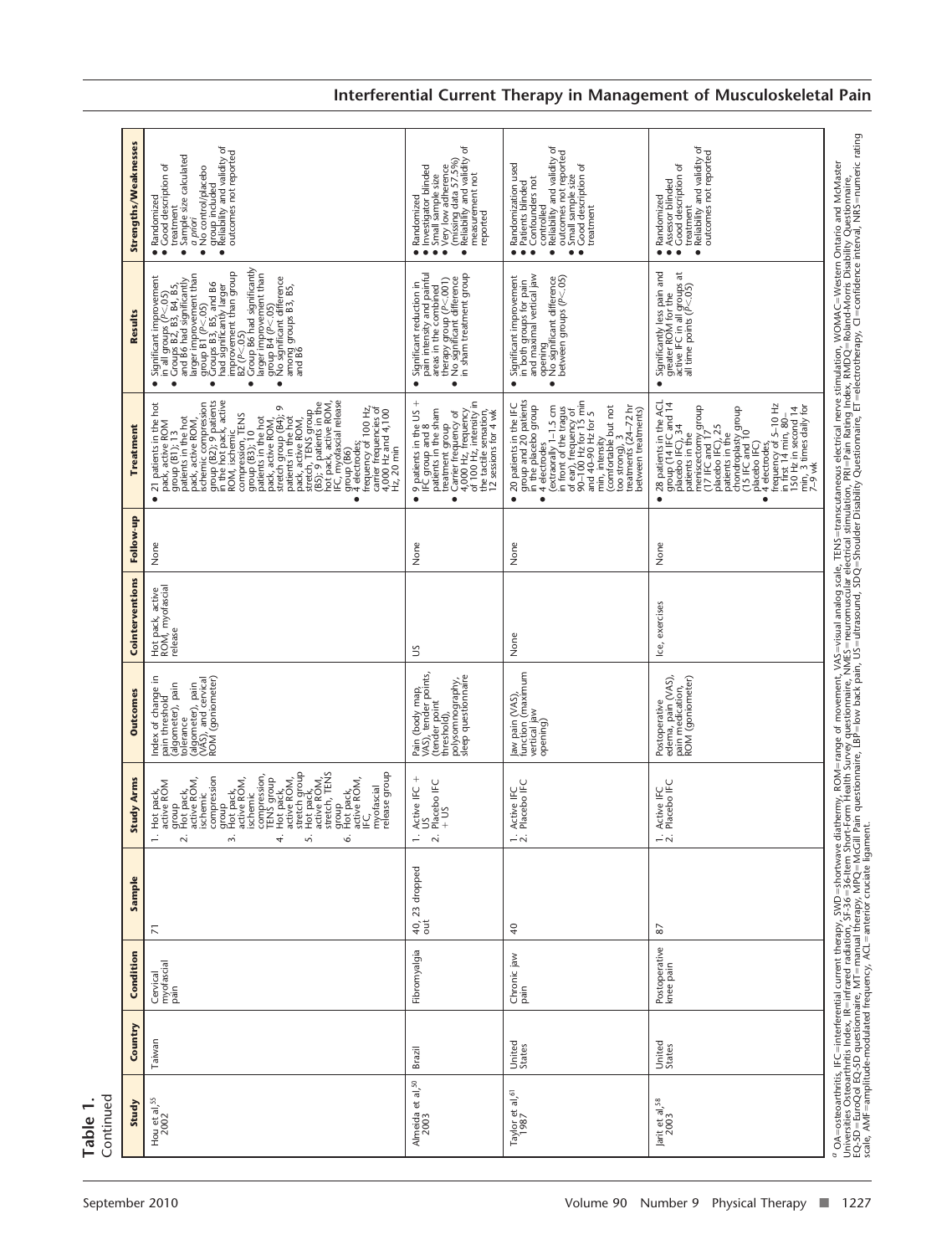**Table 1.**
Continued

| Study | Country | Condition | Sample | Study Arms | Outcomes | Cointerventions | Follow-up | Treatment | Results | Strengths/Weaknesses |
|---|---|---|---|---|---|---|---|---|---|---|
| Hou et al,[55] 2002 | Taiwan | Cervical myofascial pain | 71 | 1. Hot pack, active ROM group 2. Hot pack, active ROM, ischemic compression group 3. Hot pack, active ROM, ischemic compression, TENS group 4. Hot pack, active ROM, stretch group 5. Hot pack, active ROM, stretch, TENS group 6. Hot pack, active ROM, IFC, myofascial release group | Index of change in pain threshold (algometer), pain tolerance (algometer), pain (VAS), and cervical ROM (goniometer) | Hot pack, active ROM, myofascial release | None | • 21 patients in the hot pack, active ROM group (B1); 13 patients in the hot pack, active ROM, ischemic compression group (B2); 9 patients in the hot pack, active ROM, ischemic compression, TENS group (B3); 10 patients in the hot pack, active ROM, stretch group (B4); 9 patients in the hot pack, active ROM, stretch, TENS group (B5); 9 patients in the hot pack, active ROM, IFC, myofascial release group (B6) • 4 electrodes; frequency of 100 Hz, carrier frequencies of 4,000 Hz and 4,100 Hz, 20 min | • Significant improvement in all groups (P<.05) • Groups B2, B3, B4, B5, and B6 had significantly larger improvement than group B1 (P<.05) • Groups B3, B5, and B6 had significantly larger improvement than group B2 (P<.05) • Group B6 had significantly larger improvement than group B4 (P<.05) • No significant difference among groups B3, B5, and B6 | • Randomized • Good description of treatment • Sample size calculated *a priori* • No control/placebo group included • Reliability and validity of outcomes not reported |
| Almeida et al,[50] 2003 | Brazil | Fibromyalgia | 40, 23 dropped out | 1. Active IFC + US 2. Placebo IFC + US | Pain (body map, VAS), tender points, (tender point threshold), polysomnography, sleep questionnaire | US | None | • 9 patients in the US + IFC group and 8 patients in the sham treatment group • Carrier frequency of 4,000 Hz, frequency of 100 Hz, intensity in the tactile sensation, 12 sessions for 4 wk | • Significant reduction in pain intensity and painful areas in the combined therapy group (P<.001) • No significant difference in sham treatment group | • Randomized • Investigator blinded • Small sample size • Very low adherence (missing data 57.5%) • Reliability and validity of measurement not reported |
| Taylor et al,[61] 1987 | United States | Chronic jaw pain | 40 | 1. Active IFC 2. Placebo IFC | Jaw pain (VAS), function (maximum vertical jaw opening) | None | None | • 20 patients in the IFC group and 20 patients in the placebo group • 4 electrodes (extraorally 1–1.5 cm in front of the tragus of ear), frequency of 90–100 Hz for 15 min and 40–90 Hz for 5 min, intensity (comfortable but not too strong), 3 treatments (24–72 hr between treatments) | • Significant improvement in both groups for pain and maximal vertical jaw opening • No significant difference between groups (P<.05) | • Randomization used • Patients blinded • Confounders not controlled • Reliability and validity of outcomes not reported • Small sample size • Good description of treatment |
| Jarit et al,[58] 2003 | United States | Postoperative knee pain | 87 | 1. Active IFC 2. Placebo IFC | Postoperative edema, pain (VAS), pain medication, ROM (goniometer) | Ice, exercises | None | • 28 patients in the ACL group (14 IFC and 14 placebo IFC), 34 patients in the meniscectomy group (17 IFC and 17 placebo IFC), 25 patients in the chondroplasty group (15 IFC and 10 placebo IFC) • 4 electrodes, frequency of 5–10 Hz in first 14 min, 80–150 Hz in second 14 min, 3 times daily for 7–9 wk | • Significantly less pain and greater ROM for the active IFC in all groups at all time points (P<.05) | • Randomized • Assessor blinded • Good description of treatment • Reliability and validity of outcomes not reported |

[a] OA=osteoarthritis, IFC=interferential current therapy, SWD=shortwave diathermy, ROM=range of movement, VAS=visual analog scale, TENS=transcutaneous electrical nerve stimulation, WOMAC=Western Ontario and McMaster Universities Osteoarthritis Index, IR=infrared radiation, SF-36=36-Item Short-Form Health Survey questionnaire, NMES=neuromuscular electrical stimulation, PRI=Pain Rating Index, RMDQ=Roland-Morris Disability Questionnaire, EQ-5D=EuroQol EQ-5D questionnaire, MT=manual therapy, MPQ=McGill Pain questionnaire, LBP=low back pain, US=ultrasound, SDQ=Shoulder Disability Questionnaire, ET=electrotherapy, CI=confidence interval, NRS=numeric rating scale, AMF=amplitude-modulated frequency, ACL=anterior cruciate ligament.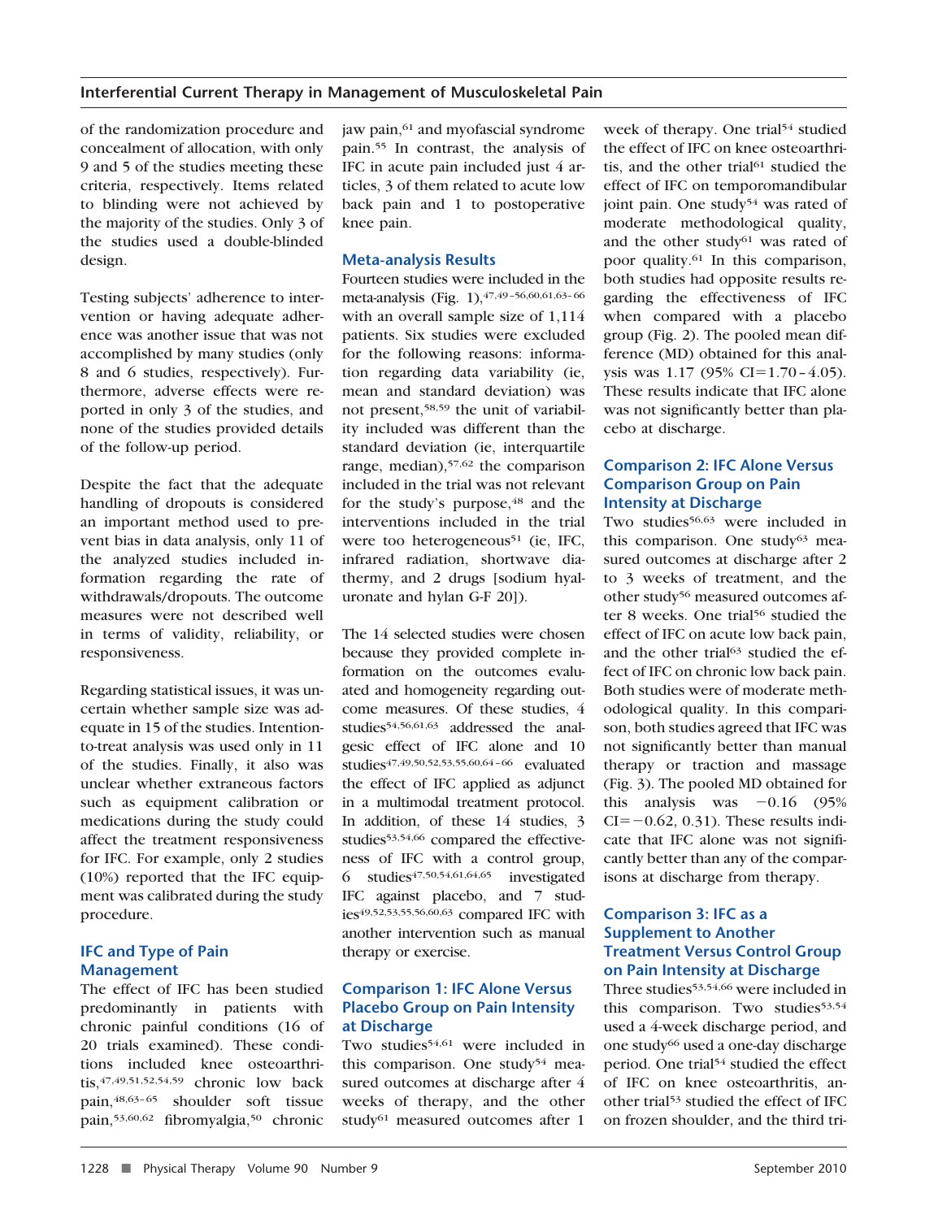of the randomization procedure and concealment of allocation, with only 9 and 5 of the studies meeting these criteria, respectively. Items related to blinding were not achieved by the majority of the studies. Only 3 of the studies used a double-blinded design.

Testing subjects' adherence to intervention or having adequate adherence was another issue that was not accomplished by many studies (only 8 and 6 studies, respectively). Furthermore, adverse effects were reported in only 3 of the studies, and none of the studies provided details of the follow-up period.

Despite the fact that the adequate handling of dropouts is considered an important method used to prevent bias in data analysis, only 11 of the analyzed studies included information regarding the rate of withdrawals/dropouts. The outcome measures were not described well in terms of validity, reliability, or responsiveness.

Regarding statistical issues, it was uncertain whether sample size was adequate in 15 of the studies. Intention-to-treat analysis was used only in 11 of the studies. Finally, it also was unclear whether extraneous factors such as equipment calibration or medications during the study could affect the treatment responsiveness for IFC. For example, only 2 studies (10%) reported that the IFC equipment was calibrated during the study procedure.

### IFC and Type of Pain Management

The effect of IFC has been studied predominantly in patients with chronic painful conditions (16 of 20 trials examined). These conditions included knee osteoarthritis,[47,49,51,52,54,59] chronic low back pain,[48,63–65] shoulder soft tissue pain,[53,60,62] fibromyalgia,[50] chronic jaw pain,[61] and myofascial syndrome pain.[55] In contrast, the analysis of IFC in acute pain included just 4 articles, 3 of them related to acute low back pain and 1 to postoperative knee pain.

### Meta-analysis Results

Fourteen studies were included in the meta-analysis (Fig. 1),[47,49–56,60,61,63–66] with an overall sample size of 1,114 patients. Six studies were excluded for the following reasons: information regarding data variability (ie, mean and standard deviation) was not present,[58,59] the unit of variability included was different than the standard deviation (ie, interquartile range, median),[57,62] the comparison included in the trial was not relevant for the study's purpose,[48] and the interventions included in the trial were too heterogeneous[51] (ie, IFC, infrared radiation, shortwave diathermy, and 2 drugs [sodium hyaluronate and hylan G-F 20]).

The 14 selected studies were chosen because they provided complete information on the outcomes evaluated and homogeneity regarding outcome measures. Of these studies, 4 studies[54,56,61,63] addressed the analgesic effect of IFC alone and 10 studies[47,49,50,52,53,55,60,64–66] evaluated the effect of IFC applied as adjunct in a multimodal treatment protocol. In addition, of these 14 studies, 3 studies[53,54,66] compared the effectiveness of IFC with a control group, 6 studies[47,50,54,61,64,65] investigated IFC against placebo, and 7 studies[49,52,53,55,56,60,63] compared IFC with another intervention such as manual therapy or exercise.

### Comparison 1: IFC Alone Versus Placebo Group on Pain Intensity at Discharge

Two studies[54,61] were included in this comparison. One study[54] measured outcomes at discharge after 4 weeks of therapy, and the other study[61] measured outcomes after 1 week of therapy. One trial[54] studied the effect of IFC on knee osteoarthritis, and the other trial[61] studied the effect of IFC on temporomandibular joint pain. One study[54] was rated of moderate methodological quality, and the other study[61] was rated of poor quality.[61] In this comparison, both studies had opposite results regarding the effectiveness of IFC when compared with a placebo group (Fig. 2). The pooled mean difference (MD) obtained for this analysis was 1.17 (95% CI=1.70–4.05). These results indicate that IFC alone was not significantly better than placebo at discharge.

### Comparison 2: IFC Alone Versus Comparison Group on Pain Intensity at Discharge

Two studies[56,63] were included in this comparison. One study[63] measured outcomes at discharge after 2 to 3 weeks of treatment, and the other study[56] measured outcomes after 8 weeks. One trial[56] studied the effect of IFC on acute low back pain, and the other trial[63] studied the effect of IFC on chronic low back pain. Both studies were of moderate methodological quality. In this comparison, both studies agreed that IFC was not significantly better than manual therapy or traction and massage (Fig. 3). The pooled MD obtained for this analysis was −0.16 (95% CI=−0.62, 0.31). These results indicate that IFC alone was not significantly better than any of the comparisons at discharge from therapy.

### Comparison 3: IFC as a Supplement to Another Treatment Versus Control Group on Pain Intensity at Discharge

Three studies[53,54,66] were included in this comparison. Two studies[53,54] used a 4-week discharge period, and one study[66] used a one-day discharge period. One trial[54] studied the effect of IFC on knee osteoarthritis, another trial[53] studied the effect of IFC on frozen shoulder, and the third tri-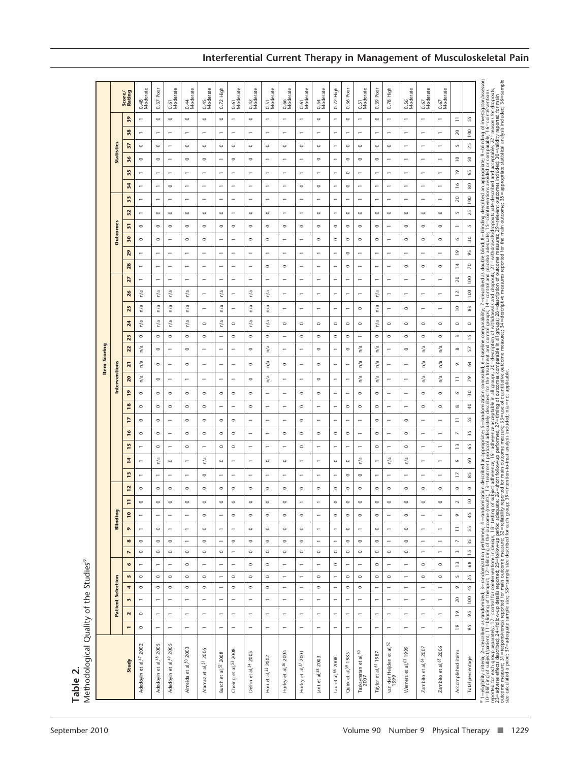# Interferential Current Therapy in Management of Musculoskeletal Pain

**Table 2.**
Methodological Quality of the Studies[a]

| Study | Patient Selection | | | | | | Blinding | | | | | | Interventions | | | | | | | | | | | | | | | Outcomes | | | | | | | Statistics | | | | | | Score/Rating |
|---|---|---|---|---|---|---|---|---|---|---|---|---|---|---|---|---|---|---|---|---|---|---|---|---|---|---|---|---|---|---|---|---|---|---|---|---|---|---|---|---|
| | 1 | 2 | 3 | 4 | 5 | 6 | 7 | 8 | 9 | 10 | 11 | 12 | 13 | 14 | 15 | 16 | 17 | 18 | 19 | 20 | 21 | 22 | 23 | 24 | 25 | 26 | 27 | 28 | 29 | 30 | 31 | 32 | 33 | 34 | 35 | 36 | 37 | 38 | 39 | |
| Adedoyin et al,[47] 2002 | 0 | 0 | 1 | 0 | 0 | 1 | 0 | 0 | 1 | 1 | 0 | 0 | 1 | 1 | 1 | 0 | 0 | 0 | 0 | n/a | n/a | n/a | 0 | n/a | n/a | n/a | 1 | 1 | 1 | 0 | 0 | 1 | 1 | 1 | 1 | 0 | 0 | 1 | 1 | 0.48 Moderate |
| Adedoyin et al,[48] 2005 | 1 | 1 | 1 | 0 | 0 | 1 | 0 | 0 | 0 | 1 | 0 | 0 | 1 | n/a | 0 | 0 | 0 | 0 | 0 | 0 | 0 | 0 | 0 | n/a | n/a | n/a | 1 | 1 | 1 | 0 | 0 | 0 | 1 | 1 | 1 | 0 | 0 | 1 | 0 | 0.37 Poor |
| Adedoyin et al,[49] 2005 | 1 | 1 | 1 | 0 | 0 | 1 | 0 | 0 | 1 | 1 | 0 | 0 | 1 | 0 | 1 | 1 | 1 | 0 | 0 | 1 | 1 | 1 | 0 | n/a | n/a | n/a | 1 | 1 | 1 | 1 | 0 | 0 | 1 | 0 | 1 | 1 | 1 | 1 | 0 | 0.61 Moderate |
| Almeida et al,[50] 2003 | 1 | 1 | 1 | 0 | 0 | 0 | 0 | 1 | 1 | 1 | 0 | 0 | 1 | 1 | 0 | 0 | 0 | 0 | 0 | 1 | 0 | 0 | 0 | n/a | n/a | n/a | 1 | 1 | 1 | 0 | 0 | 0 | 1 | 1 | 1 | 0 | 0 | 1 | 0 | 0.44 Moderate |
| Atamaz et al,[51] 2006 | 1 | 1 | 1 | 0 | 0 | 1 | 0 | 0 | 0 | 0 | 0 | 0 | 0 | n/a | 1 | 0 | 0 | 0 | 0 | 1 | 1 | 1 | 0 | 0 | 1 | 1 | 1 | 1 | 1 | 0 | 0 | 0 | 1 | 1 | 1 | 0 | 0 | 1 | 0 | 0.45 Moderate |
| Burch et al,[52] 2008 | 1 | 1 | 1 | 1 | 1 | 1 | 0 | 1 | 1 | 1 | 0 | 0 | 1 | 0 | 0 | 0 | 0 | 1 | 0 | 1 | 1 | 1 | 1 | n/a | n/a | n/a | 1 | 1 | 1 | 1 | 0 | 0 | 1 | 1 | 1 | 1 | 0 | 1 | 0 | 0.72 High |
| Cheing et al,[53] 2008 | 1 | 1 | 1 | 0 | 0 | 1 | 1 | 0 | 1 | 0 | 0 | 0 | 1 | 1 | 0 | 0 | 0 | 1 | 0 | 1 | 1 | 1 | 0 | 0 | 1 | 1 | 1 | 1 | 1 | 1 | 0 | 1 | 1 | 1 | 1 | 0 | 0 | 1 | 1 | 0.61 Moderate |
| Defrin et al,[54] 2005 | 1 | 1 | 1 | 0 | 0 | 0 | 0 | 0 | 0 | 0 | 0 | 0 | 1 | 1 | 1 | 1 | 1 | 0 | 0 | 0 | 0 | 0 | 0 | n/a | n/a | n/a | 1 | 1 | 1 | 0 | 0 | 0 | 1 | 1 | 1 | 0 | 0 | 1 | 0 | 0.42 Moderate |
| Hou et al,[55] 2002 | 1 | 1 | 1 | 0 | 0 | 0 | 0 | 0 | 0 | 0 | 0 | 0 | 1 | 0 | 1 | 1 | 1 | 1 | 1 | n/a | n/a | n/a | 0 | n/a | n/a | n/a | 1 | 0 | 1 | 0 | 0 | 0 | 1 | 1 | 1 | 1 | 0 | 1 | 1 | 0.51 Moderate |
| Hurley et al,[56] 2004 | 1 | 1 | 1 | 1 | 1 | 1 | 0 | 0 | 0 | 0 | 0 | 0 | 1 | 0 | 1 | 0 | 1 | 1 | 1 | 1 | 0 | 1 | 1 | 0 | 1 | 1 | 1 | 0 | 1 | 1 | 0 | 1 | 1 | 1 | 1 | 1 | 0 | 1 | 1 | 0.66 Moderate |
| Hurley et al,[57] 2001 | 1 | 1 | 1 | 1 | 1 | 1 | 0 | 0 | 0 | 0 | 1 | 0 | 1 | 1 | 0 | 0 | 0 | 0 | 0 | 1 | 1 | 1 | 0 | 0 | 1 | 1 | 1 | 1 | 1 | 1 | 0 | 1 | 1 | 0 | 1 | 1 | 0 | 1 | 1 | 0.61 Moderate |
| Jarit et al,[58] 2003 | 1 | 1 | 1 | 0 | 0 | 1 | 0 | 1 | 1 | 1 | 1 | 0 | 1 | 1 | 1 | 0 | 1 | 1 | 0 | 0 | 0 | 0 | 0 | 0 | 1 | 1 | 1 | 1 | 1 | 0 | 0 | 0 | 1 | 0 | 1 | 0 | 0 | 1 | 0 | 0.54 Moderate |
| Lau et al,[66] 2008 | 1 | 1 | 1 | 1 | 1 | 0 | 0 | 1 | 1 | 0 | 0 | 0 | 1 | 0 | 1 | 0 | 1 | 1 | 1 | 1 | 1 | 1 | 0 | 0 | 1 | 1 | 1 | 1 | 1 | 0 | 0 | 1 | 1 | 1 | 1 | 1 | 1 | 1 | 1 | 0.72 High |
| Quirk et al,[59] 1985 | 1 | 1 | 1 | 0 | 0 | 1 | 0 | 0 | 0 | 0 | 0 | 0 | 0 | 0 | 1 | 0 | 1 | 0 | 1 | 1 | 1 | 0 | 0 | 0 | 1 | 1 | 1 | 0 | 0 | 0 | 0 | 0 | 1 | 0 | 0 | 0 | 0 | 1 | 0 | 0.36 Poor |
| Taskaynatan et al,[60] 2007 | 1 | 1 | 1 | 0 | 0 | 1 | 0 | 1 | 0 | 0 | 0 | 0 | 0 | n/a | 1 | 1 | 1 | 0 | 0 | n/a | n/a | n/a | 1 | 0 | 0 | 1 | 1 | 1 | 1 | 0 | 0 | 0 | 1 | 1 | 1 | 0 | 0 | 1 | 1 | 0.51 Moderate |
| Taylor et al,[61] 1987 | 1 | 1 | 1 | 1 | 0 | 0 | 0 | 0 | 0 | 0 | 0 | 0 | 1 | 1 | 0 | 0 | 0 | 0 | 0 | n/a | n/a | n/a | 0 | n/a | n/a | n/a | 1 | 1 | 1 | 0 | 0 | 0 | 1 | 1 | 1 | 0 | 0 | 1 | 0 | 0.39 Poor |
| van der Heijden et al,[62] 1999 | 1 | 1 | 1 | 1 | 0 | 1 | 0 | 1 | 1 | 1 | 0 | 0 | 1 | n/a | 1 | 1 | 1 | 1 | 1 | 1 | 1 | 1 | 0 | 0 | 1 | 1 | 1 | 1 | 1 | 1 | 1 | 0 | 1 | 1 | 1 | 1 | 0 | 1 | 1 | 0.78 High |
| Werners et al,[63] 1999 | 1 | 1 | 1 | 1 | 1 | 1 | 0 | 0 | 0 | 0 | 0 | 0 | 1 | n/a | 0 | 0 | 0 | 1 | 1 | 1 | 1 | 0 | 0 | 0 | 0 | 1 | 1 | 0 | 1 | 0 | 0 | 0 | 1 | 1 | 1 | 1 | 1 | 1 | 1 | 0.56 Moderate |
| Zambito et al,[64] 2007 | 1 | 1 | 1 | 1 | 0 | 0 | 1 | 1 | 1 | 1 | 0 | 0 | 1 | 1 | 1 | 1 | 1 | 0 | 0 | n/a | n/a | n/a | 0 | 0 | 1 | 1 | 1 | 0 | 1 | 0 | 0 | 0 | 1 | 1 | 1 | 1 | 1 | 1 | 1 | 0.67 Moderate |
| Zambito et al,[65] 2006 | 1 | 1 | 1 | 1 | 0 | 0 | 1 | 1 | 1 | 1 | 0 | 0 | 1 | 1 | 1 | 1 | 1 | 0 | 0 | n/a | n/a | n/a | 0 | 0 | 1 | 1 | 1 | 0 | 1 | 0 | 0 | 0 | 1 | 1 | 1 | 1 | 1 | 1 | 1 | 0.67 Moderate |
| Accomplished items | 19 | 19 | 20 | 9 | 5 | 13 | 3 | 7 | 11 | 9 | 2 | 0 | 17 | 9 | 13 | 7 | 11 | 8 | 6 | 11 | 9 | 8 | 3 | 0 | 10 | 12 | 20 | 14 | 19 | 6 | 1 | 5 | 20 | 16 | 19 | 10 | 5 | 20 | 11 | |
| Total percentage | 95 | 95 | 100 | 45 | 25 | 68 | 15 | 35 | 55 | 45 | 10 | 0 | 85 | 60 | 65 | 35 | 55 | 40 | 30 | 79 | 64 | 57 | 15 | 0 | 83 | 100 | 100 | 70 | 95 | 30 | 5 | 25 | 100 | 80 | 95 | 50 | 25 | 100 | 55 | |

[a] 1=eligibility criteria; 2=described as randomized; 3=randomization performed; 4=randomization described as appropriate; 5=randomization concealed; 6=baseline comparability; 7=described as double blind; 8=blinding described an appropriate; 9=blinding of investigator/assessor; 10=blinding of subject/patient; 11=blinding of therapist; 12=blinding of the outcome (results); 13=treatment protocol adequately described for the treatment and control groups; 14=control and placebo adequate; 15=cointerventions avoided or comparable; 16=cointerventions reported for each group separately; 17=control for cointerventions in design; 18=testing of subject adherence; 19=adherence acceptable in all groups; 20=description of withdrawals and dropouts; 21=withdrawals/dropouts rate described and acceptable; 22=reasons for dropouts; 23=adverse effects described; 24=follow-up details reported; 25=follow-up period adequate; 26=short follow-up performed; 27=timing of outcomes comparable in all groups; 28=description of outcome measures; 29=relevant outcomes included; 30=validity reported for main outcome measure; 31=responsiveness reported for main outcome measure; 32=reliability reported for main outcome measure; 33=use of quantitative outcome measures; 34=descriptive measures reported for the main outcome; 35=appropriate statistical analysis included; 36=sample size calculated *a priori*; 37=adequate sample size described; 38=sample size described for each group; 39=intention-to-treat analysis included; n/a=not applicable.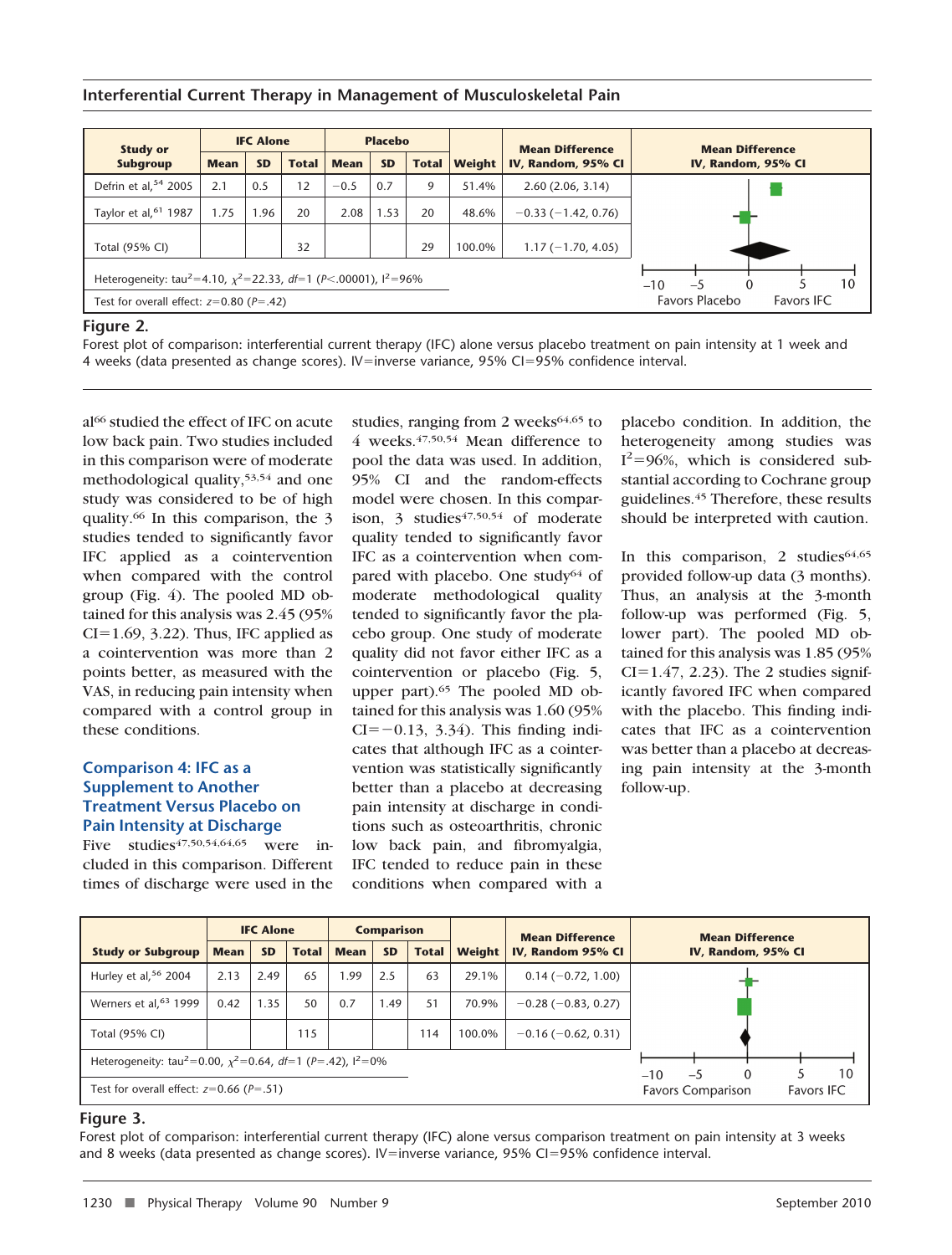| Study or Subgroup | IFC Alone | | | Placebo | | | Weight | Mean Difference IV, Random, 95% CI |
|---|---|---|---|---|---|---|---|---|
| | Mean | SD | Total | Mean | SD | Total | | |
| Defrin et al,[54] 2005 | 2.1 | 0.5 | 12 | −0.5 | 0.7 | 9 | 51.4% | 2.60 (2.06, 3.14) |
| Taylor et al,[61] 1987 | 1.75 | 1.96 | 20 | 2.08 | 1.53 | 20 | 48.6% | −0.33 (−1.42, 0.76) |
| Total (95% CI) | | | 32 | | | 29 | 100.0% | 1.17 (−1.70, 4.05) |

Heterogeneity: $tau^2=4.10$, $\chi^2=22.33$, $df=1$ ($P<.00001$), $I^2=96\%$

Test for overall effect: $z=0.80$ ($P=.42$)

Mean Difference IV, Random, 95% CI: −10, −5, 0, 5, 10; Favors Placebo / Favors IFC

**Figure 2.**
Forest plot of comparison: interferential current therapy (IFC) alone versus placebo treatment on pain intensity at 1 week and 4 weeks (data presented as change scores). IV=inverse variance, 95% CI=95% confidence interval.

al[66] studied the effect of IFC on acute low back pain. Two studies included in this comparison were of moderate methodological quality,[53,54] and one study was considered to be of high quality.[66] In this comparison, the 3 studies tended to significantly favor IFC applied as a cointervention when compared with the control group (Fig. 4). The pooled MD obtained for this analysis was 2.45 (95% CI=1.69, 3.22). Thus, IFC applied as a cointervention was more than 2 points better, as measured with the VAS, in reducing pain intensity when compared with a control group in these conditions.

### Comparison 4: IFC as a Supplement to Another Treatment Versus Placebo on Pain Intensity at Discharge

Five studies[47,50,54,64,65] were included in this comparison. Different times of discharge were used in the studies, ranging from 2 weeks[64,65] to 4 weeks.[47,50,54] Mean difference to pool the data was used. In addition, 95% CI and the random-effects model were chosen. In this comparison, 3 studies[47,50,54] of moderate quality tended to significantly favor IFC as a cointervention when compared with placebo. One study[64] of moderate methodological quality tended to significantly favor the placebo group. One study of moderate quality did not favor either IFC as a cointervention or placebo (Fig. 5, upper part).[65] The pooled MD obtained for this analysis was 1.60 (95% CI=−0.13, 3.34). This finding indicates that although IFC as a cointervention was statistically significantly better than a placebo at decreasing pain intensity at discharge in conditions such as osteoarthritis, chronic low back pain, and fibromyalgia, IFC tended to reduce pain in these conditions when compared with a placebo condition. In addition, the heterogeneity among studies was $I^2=96\%$, which is considered substantial according to Cochrane group guidelines.[45] Therefore, these results should be interpreted with caution.

In this comparison, 2 studies[64,65] provided follow-up data (3 months). Thus, an analysis at the 3-month follow-up was performed (Fig. 5, lower part). The pooled MD obtained for this analysis was 1.85 (95% CI=1.47, 2.23). The 2 studies significantly favored IFC when compared with the placebo. This finding indicates that IFC as a cointervention was better than a placebo at decreasing pain intensity at the 3-month follow-up.

| Study or Subgroup | IFC Alone | | | Comparison | | | Weight | Mean Difference IV, Random 95% CI |
|---|---|---|---|---|---|---|---|---|
| | Mean | SD | Total | Mean | SD | Total | | |
| Hurley et al,[56] 2004 | 2.13 | 2.49 | 65 | 1.99 | 2.5 | 63 | 29.1% | 0.14 (−0.72, 1.00) |
| Werners et al,[63] 1999 | 0.42 | 1.35 | 50 | 0.7 | 1.49 | 51 | 70.9% | −0.28 (−0.83, 0.27) |
| Total (95% CI) | | | 115 | | | 114 | 100.0% | −0.16 (−0.62, 0.31) |

Heterogeneity: $tau^2=0.00$, $\chi^2=0.64$, $df=1$ ($P=.42$), $I^2=0\%$

Test for overall effect: $z=0.66$ ($P=.51$)

Mean Difference IV, Random, 95% CI: −10, −5, 0, 5, 10; Favors Comparison / Favors IFC

**Figure 3.**
Forest plot of comparison: interferential current therapy (IFC) alone versus comparison treatment on pain intensity at 3 weeks and 8 weeks (data presented as change scores). IV=inverse variance, 95% CI=95% confidence interval.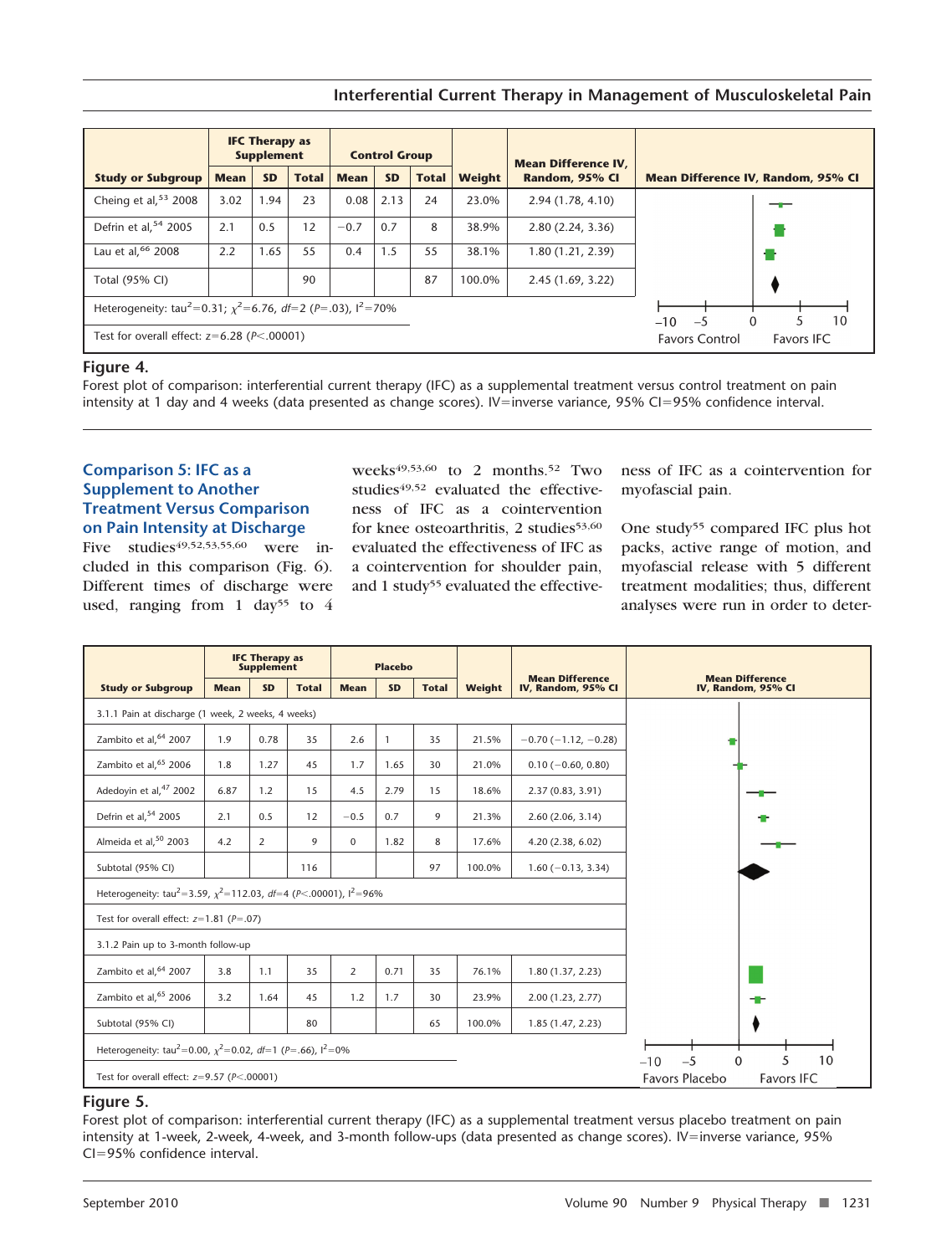| Study or Subgroup | IFC Therapy as Supplement | | | Control Group | | | Weight | Mean Difference IV, Random, 95% CI |
|---|---|---|---|---|---|---|---|---|
| | Mean | SD | Total | Mean | SD | Total | | |
| Cheing et al,[53] 2008 | 3.02 | 1.94 | 23 | 0.08 | 2.13 | 24 | 23.0% | 2.94 (1.78, 4.10) |
| Defrin et al,[54] 2005 | 2.1 | 0.5 | 12 | −0.7 | 0.7 | 8 | 38.9% | 2.80 (2.24, 3.36) |
| Lau et al,[66] 2008 | 2.2 | 1.65 | 55 | 0.4 | 1.5 | 55 | 38.1% | 1.80 (1.21, 2.39) |
| Total (95% CI) | | | 90 | | | 87 | 100.0% | 2.45 (1.69, 3.22) |

Heterogeneity: $tau^2$=0.31; $\chi^2$=6.76, *df*=2 (*P*=.03), $I^2$=70%

Test for overall effect: *z*=6.28 (*P*<.00001)

**Figure 4.**

Forest plot of comparison: interferential current therapy (IFC) as a supplemental treatment versus control treatment on pain intensity at 1 day and 4 weeks (data presented as change scores). IV=inverse variance, 95% CI=95% confidence interval.

## Comparison 5: IFC as a Supplement to Another Treatment Versus Comparison on Pain Intensity at Discharge

Five studies[49,52,53,55,60] were included in this comparison (Fig. 6). Different times of discharge were used, ranging from 1 day[55] to 4 weeks[49,53,60] to 2 months.[52] Two studies[49,52] evaluated the effectiveness of IFC as a cointervention for knee osteoarthritis, 2 studies[53,60] evaluated the effectiveness of IFC as a cointervention for shoulder pain, and 1 study[55] evaluated the effectiveness of IFC as a cointervention for myofascial pain.

One study[55] compared IFC plus hot packs, active range of motion, and myofascial release with 5 different treatment modalities; thus, different analyses were run in order to deter-

| Study or Subgroup | IFC Therapy as Supplement | | | Placebo | | | Weight | Mean Difference IV, Random, 95% CI |
|---|---|---|---|---|---|---|---|---|
| | Mean | SD | Total | Mean | SD | Total | | |
| **3.1.1 Pain at discharge (1 week, 2 weeks, 4 weeks)** | | | | | | | | |
| Zambito et al,[64] 2007 | 1.9 | 0.78 | 35 | 2.6 | 1 | 35 | 21.5% | −0.70 (−1.12, −0.28) |
| Zambito et al,[65] 2006 | 1.8 | 1.27 | 45 | 1.7 | 1.65 | 30 | 21.0% | 0.10 (−0.60, 0.80) |
| Adedoyin et al,[47] 2002 | 6.87 | 1.2 | 15 | 4.5 | 2.79 | 15 | 18.6% | 2.37 (0.83, 3.91) |
| Defrin et al,[54] 2005 | 2.1 | 0.5 | 12 | −0.5 | 0.7 | 9 | 21.3% | 2.60 (2.06, 3.14) |
| Almeida et al,[50] 2003 | 4.2 | 2 | 9 | 0 | 1.82 | 8 | 17.6% | 4.20 (2.38, 6.02) |
| Subtotal (95% CI) | | | 116 | | | 97 | 100.0% | 1.60 (−0.13, 3.34) |
| Heterogeneity: $tau^2$=3.59, $\chi^2$=112.03, *df*=4 (*P*<.00001), $I^2$=96% | | | | | | | | |
| Test for overall effect: *z*=1.81 (*P*=.07) | | | | | | | | |
| **3.1.2 Pain up to 3-month follow-up** | | | | | | | | |
| Zambito et al,[64] 2007 | 3.8 | 1.1 | 35 | 2 | 0.71 | 35 | 76.1% | 1.80 (1.37, 2.23) |
| Zambito et al,[65] 2006 | 3.2 | 1.64 | 45 | 1.2 | 1.7 | 30 | 23.9% | 2.00 (1.23, 2.77) |
| Subtotal (95% CI) | | | 80 | | | 65 | 100.0% | 1.85 (1.47, 2.23) |
| Heterogeneity: $tau^2$=0.00, $\chi^2$=0.02, *df*=1 (*P*=.66), $I^2$=0% | | | | | | | | |
| Test for overall effect: *z*=9.57 (*P*<.00001) | | | | | | | | |

**Figure 5.**

Forest plot of comparison: interferential current therapy (IFC) as a supplemental treatment versus placebo treatment on pain intensity at 1-week, 2-week, 4-week, and 3-month follow-ups (data presented as change scores). IV=inverse variance, 95% CI=95% confidence interval.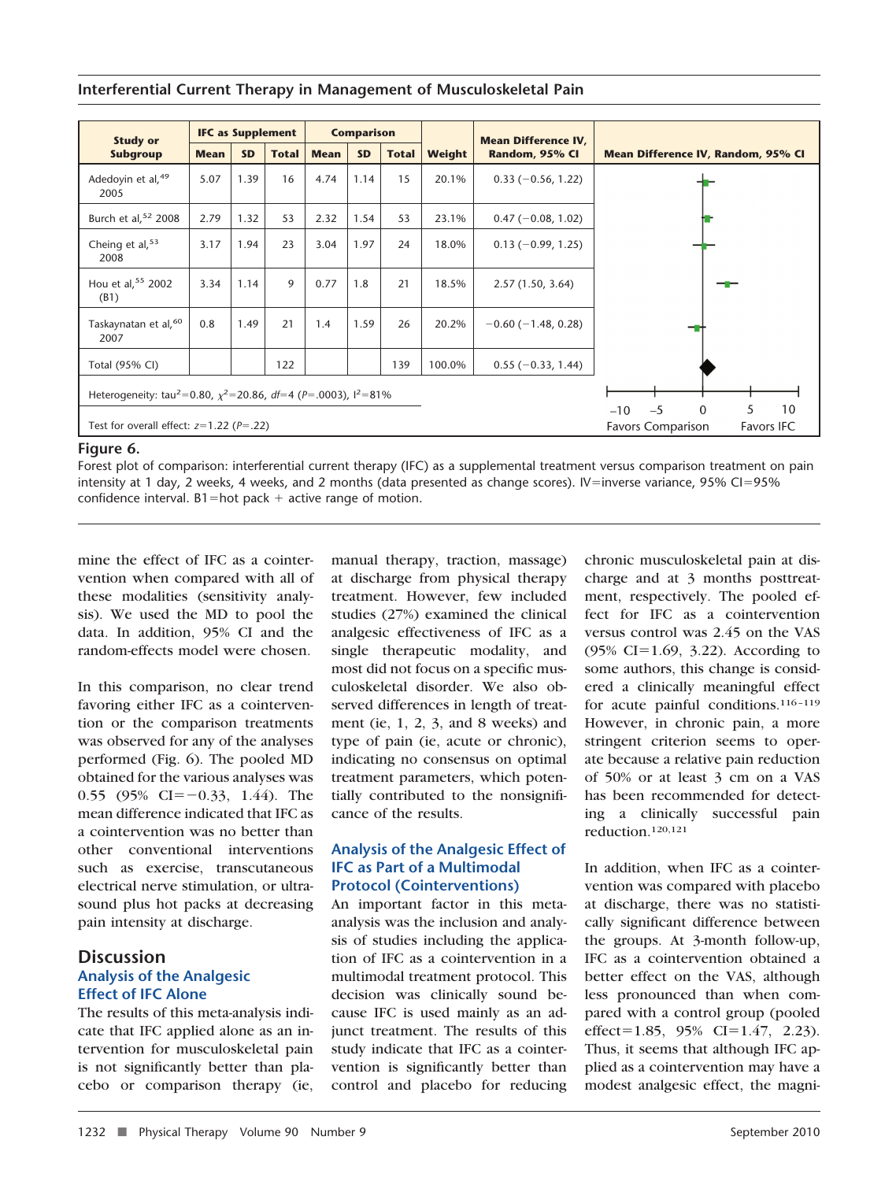| Study or Subgroup | IFC as Supplement | | | Comparison | | | Weight | Mean Difference IV, Random, 95% CI | Mean Difference IV, Random, 95% CI |
|---|---|---|---|---|---|---|---|---|---|
| | Mean | SD | Total | Mean | SD | Total | | | |
| Adedoyin et al,[49] 2005 | 5.07 | 1.39 | 16 | 4.74 | 1.14 | 15 | 20.1% | 0.33 (−0.56, 1.22) | |
| Burch et al,[52] 2008 | 2.79 | 1.32 | 53 | 2.32 | 1.54 | 53 | 23.1% | 0.47 (−0.08, 1.02) | |
| Cheing et al,[53] 2008 | 3.17 | 1.94 | 23 | 3.04 | 1.97 | 24 | 18.0% | 0.13 (−0.99, 1.25) | |
| Hou et al,[55] 2002 (B1) | 3.34 | 1.14 | 9 | 0.77 | 1.8 | 21 | 18.5% | 2.57 (1.50, 3.64) | |
| Taskaynatan et al,[60] 2007 | 0.8 | 1.49 | 21 | 1.4 | 1.59 | 26 | 20.2% | −0.60 (−1.48, 0.28) | |
| Total (95% CI) | | | 122 | | | 139 | 100.0% | 0.55 (−0.33, 1.44) | |
| Heterogeneity: tau$^2$=0.80, $\chi^2$=20.86, *df*=4 (*P*=.0003), I$^2$=81% | | | | | | | | | −10 −5 0 5 10 |
| Test for overall effect: *z*=1.22 (*P*=.22) | | | | | | | | | Favors Comparison Favors IFC |

**Figure 6.**

Forest plot of comparison: interferential current therapy (IFC) as a supplemental treatment versus comparison treatment on pain intensity at 1 day, 2 weeks, 4 weeks, and 2 months (data presented as change scores). IV=inverse variance, 95% CI=95% confidence interval. B1=hot pack + active range of motion.

mine the effect of IFC as a cointervention when compared with all of these modalities (sensitivity analysis). We used the MD to pool the data. In addition, 95% CI and the random-effects model were chosen.

In this comparison, no clear trend favoring either IFC as a cointervention or the comparison treatments was observed for any of the analyses performed (Fig. 6). The pooled MD obtained for the various analyses was 0.55 (95% CI=−0.33, 1.44). The mean difference indicated that IFC as a cointervention was no better than other conventional interventions such as exercise, transcutaneous electrical nerve stimulation, or ultrasound plus hot packs at decreasing pain intensity at discharge.

## Discussion

### Analysis of the Analgesic Effect of IFC Alone

The results of this meta-analysis indicate that IFC applied alone as an intervention for musculoskeletal pain is not significantly better than placebo or comparison therapy (ie, manual therapy, traction, massage) at discharge from physical therapy treatment. However, few included studies (27%) examined the clinical analgesic effectiveness of IFC as a single therapeutic modality, and most did not focus on a specific musculoskeletal disorder. We also observed differences in length of treatment (ie, 1, 2, 3, and 8 weeks) and type of pain (ie, acute or chronic), indicating no consensus on optimal treatment parameters, which potentially contributed to the nonsignificance of the results.

### Analysis of the Analgesic Effect of IFC as Part of a Multimodal Protocol (Cointerventions)

An important factor in this meta-analysis was the inclusion and analysis of studies including the application of IFC as a cointervention in a multimodal treatment protocol. This decision was clinically sound because IFC is used mainly as an adjunct treatment. The results of this study indicate that IFC as a cointervention is significantly better than control and placebo for reducing chronic musculoskeletal pain at discharge and at 3 months posttreatment, respectively. The pooled effect for IFC as a cointervention versus control was 2.45 on the VAS (95% CI=1.69, 3.22). According to some authors, this change is considered a clinically meaningful effect for acute painful conditions.[116–119] However, in chronic pain, a more stringent criterion seems to operate because a relative pain reduction of 50% or at least 3 cm on a VAS has been recommended for detecting a clinically successful pain reduction.[120,121]

In addition, when IFC as a cointervention was compared with placebo at discharge, there was no statistically significant difference between the groups. At 3-month follow-up, IFC as a cointervention obtained a better effect on the VAS, although less pronounced than when compared with a control group (pooled effect=1.85, 95% CI=1.47, 2.23). Thus, it seems that although IFC applied as a cointervention may have a modest analgesic effect, the magni-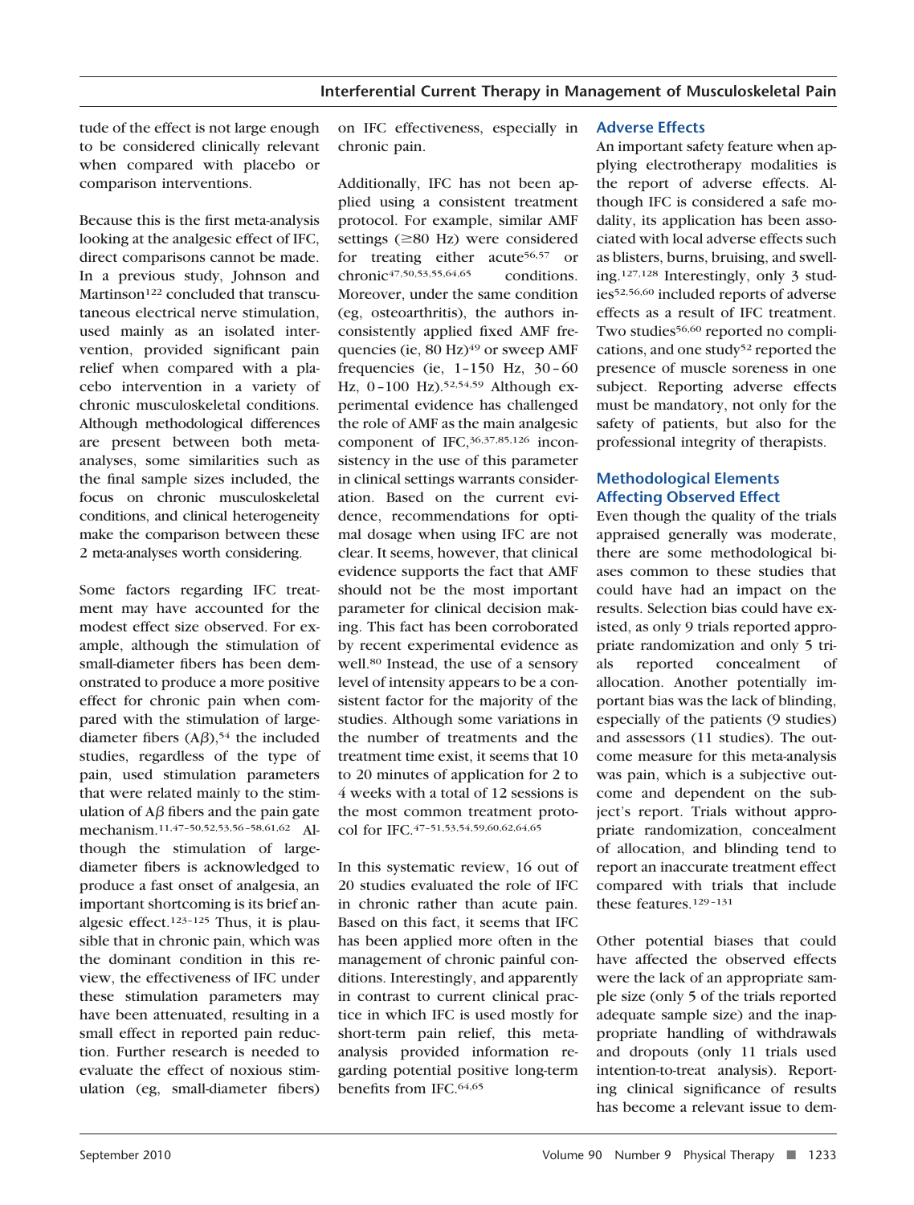tude of the effect is not large enough to be considered clinically relevant when compared with placebo or comparison interventions.

Because this is the first meta-analysis looking at the analgesic effect of IFC, direct comparisons cannot be made. In a previous study, Johnson and Martinson[122] concluded that transcutaneous electrical nerve stimulation, used mainly as an isolated intervention, provided significant pain relief when compared with a placebo intervention in a variety of chronic musculoskeletal conditions. Although methodological differences are present between both meta-analyses, some similarities such as the final sample sizes included, the focus on chronic musculoskeletal conditions, and clinical heterogeneity make the comparison between these 2 meta-analyses worth considering.

Some factors regarding IFC treatment may have accounted for the modest effect size observed. For example, although the stimulation of small-diameter fibers has been demonstrated to produce a more positive effect for chronic pain when compared with the stimulation of large-diameter fibers (A$\beta$),[54] the included studies, regardless of the type of pain, used stimulation parameters that were related mainly to the stimulation of A$\beta$ fibers and the pain gate mechanism.[11,47–50,52,53,56–58,61,62] Although the stimulation of large-diameter fibers is acknowledged to produce a fast onset of analgesia, an important shortcoming is its brief analgesic effect.[123–125] Thus, it is plausible that in chronic pain, which was the dominant condition in this review, the effectiveness of IFC under these stimulation parameters may have been attenuated, resulting in a small effect in reported pain reduction. Further research is needed to evaluate the effect of noxious stimulation (eg, small-diameter fibers) on IFC effectiveness, especially in chronic pain.

Additionally, IFC has not been applied using a consistent treatment protocol. For example, similar AMF settings ($\geq$80 Hz) were considered for treating either acute[56,57] or chronic[47,50,53,55,64,65] conditions. Moreover, under the same condition (eg, osteoarthritis), the authors inconsistently applied fixed AMF frequencies (ie, 80 Hz)[49] or sweep AMF frequencies (ie, 1–150 Hz, 30–60 Hz, 0–100 Hz).[52,54,59] Although experimental evidence has challenged the role of AMF as the main analgesic component of IFC,[36,37,85,126] inconsistency in the use of this parameter in clinical settings warrants consideration. Based on the current evidence, recommendations for optimal dosage when using IFC are not clear. It seems, however, that clinical evidence supports the fact that AMF should not be the most important parameter for clinical decision making. This fact has been corroborated by recent experimental evidence as well.[80] Instead, the use of a sensory level of intensity appears to be a consistent factor for the majority of the studies. Although some variations in the number of treatments and the treatment time exist, it seems that 10 to 20 minutes of application for 2 to 4 weeks with a total of 12 sessions is the most common treatment protocol for IFC.[47–51,53,54,59,60,62,64,65]

In this systematic review, 16 out of 20 studies evaluated the role of IFC in chronic rather than acute pain. Based on this fact, it seems that IFC has been applied more often in the management of chronic painful conditions. Interestingly, and apparently in contrast to current clinical practice in which IFC is used mostly for short-term pain relief, this meta-analysis provided information regarding potential positive long-term benefits from IFC.[64,65]

## Adverse Effects

An important safety feature when applying electrotherapy modalities is the report of adverse effects. Although IFC is considered a safe modality, its application has been associated with local adverse effects such as blisters, burns, bruising, and swelling.[127,128] Interestingly, only 3 studies[52,56,60] included reports of adverse effects as a result of IFC treatment. Two studies[56,60] reported no complications, and one study[52] reported the presence of muscle soreness in one subject. Reporting adverse effects must be mandatory, not only for the safety of patients, but also for the professional integrity of therapists.

## Methodological Elements Affecting Observed Effect

Even though the quality of the trials appraised generally was moderate, there are some methodological biases common to these studies that could have had an impact on the results. Selection bias could have existed, as only 9 trials reported appropriate randomization and only 5 trials reported concealment of allocation. Another potentially important bias was the lack of blinding, especially of the patients (9 studies) and assessors (11 studies). The outcome measure for this meta-analysis was pain, which is a subjective outcome and dependent on the subject's report. Trials without appropriate randomization, concealment of allocation, and blinding tend to report an inaccurate treatment effect compared with trials that include these features.[129–131]

Other potential biases that could have affected the observed effects were the lack of an appropriate sample size (only 5 of the trials reported adequate sample size) and the inappropriate handling of withdrawals and dropouts (only 11 trials used intention-to-treat analysis). Reporting clinical significance of results has become a relevant issue to dem-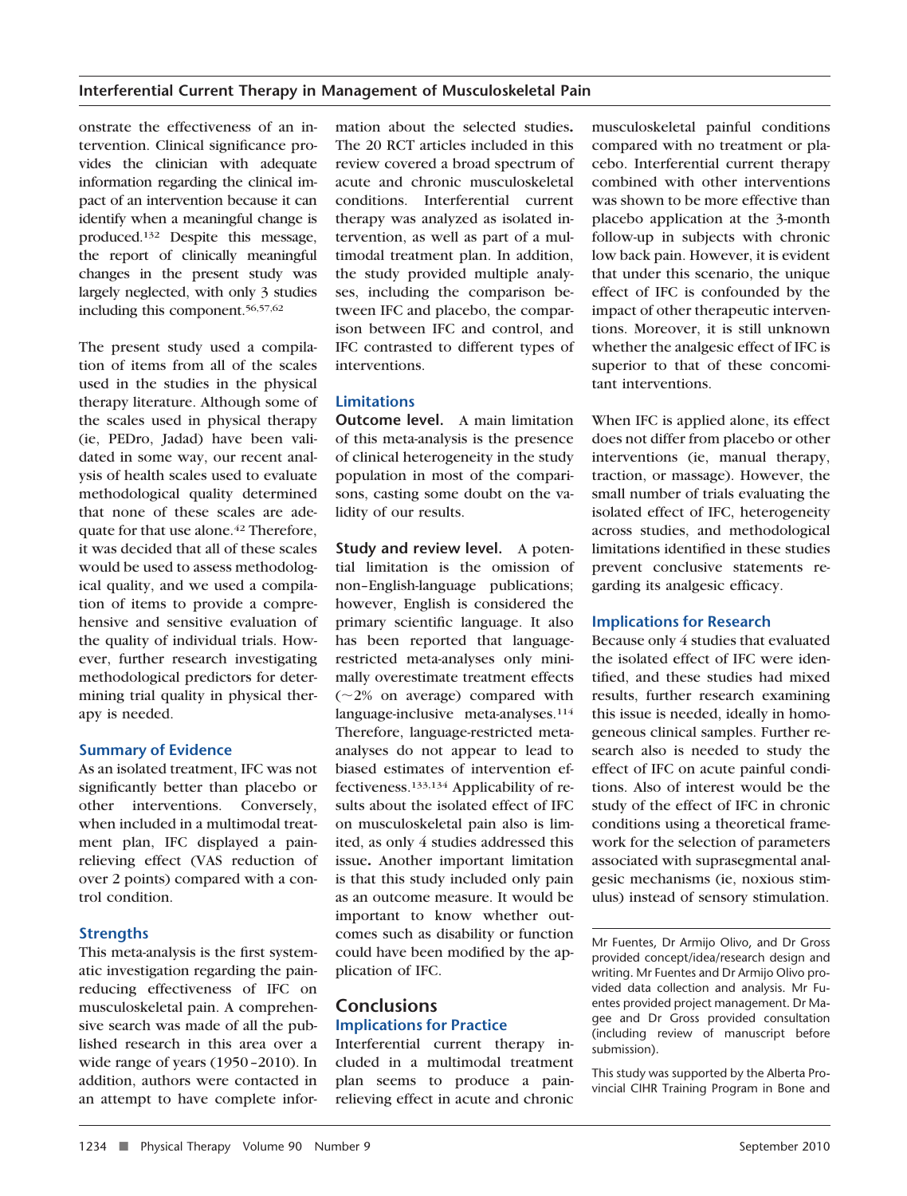onstrate the effectiveness of an intervention. Clinical significance provides the clinician with adequate information regarding the clinical impact of an intervention because it can identify when a meaningful change is produced.[132] Despite this message, the report of clinically meaningful changes in the present study was largely neglected, with only 3 studies including this component.[56,57,62]

The present study used a compilation of items from all of the scales used in the studies in the physical therapy literature. Although some of the scales used in physical therapy (ie, PEDro, Jadad) have been validated in some way, our recent analysis of health scales used to evaluate methodological quality determined that none of these scales are adequate for that use alone.[42] Therefore, it was decided that all of these scales would be used to assess methodological quality, and we used a compilation of items to provide a comprehensive and sensitive evaluation of the quality of individual trials. However, further research investigating methodological predictors for determining trial quality in physical therapy is needed.

### Summary of Evidence

As an isolated treatment, IFC was not significantly better than placebo or other interventions. Conversely, when included in a multimodal treatment plan, IFC displayed a pain-relieving effect (VAS reduction of over 2 points) compared with a control condition.

### Strengths

This meta-analysis is the first systematic investigation regarding the pain-reducing effectiveness of IFC on musculoskeletal pain. A comprehensive search was made of all the published research in this area over a wide range of years (1950–2010). In addition, authors were contacted in an attempt to have complete information about the selected studies**.** The 20 RCT articles included in this review covered a broad spectrum of acute and chronic musculoskeletal conditions. Interferential current therapy was analyzed as isolated intervention, as well as part of a multimodal treatment plan. In addition, the study provided multiple analyses, including the comparison between IFC and placebo, the comparison between IFC and control, and IFC contrasted to different types of interventions.

### Limitations

**Outcome level.** A main limitation of this meta-analysis is the presence of clinical heterogeneity in the study population in most of the comparisons, casting some doubt on the validity of our results.

**Study and review level.** A potential limitation is the omission of non–English-language publications; however, English is considered the primary scientific language. It also has been reported that language-restricted meta-analyses only minimally overestimate treatment effects (~2% on average) compared with language-inclusive meta-analyses.[114] Therefore, language-restricted meta-analyses do not appear to lead to biased estimates of intervention effectiveness.[133,134] Applicability of results about the isolated effect of IFC on musculoskeletal pain also is limited, as only 4 studies addressed this issue**.** Another important limitation is that this study included only pain as an outcome measure. It would be important to know whether outcomes such as disability or function could have been modified by the application of IFC.

## Conclusions

### Implications for Practice

Interferential current therapy included in a multimodal treatment plan seems to produce a pain-relieving effect in acute and chronic musculoskeletal painful conditions compared with no treatment or placebo. Interferential current therapy combined with other interventions was shown to be more effective than placebo application at the 3-month follow-up in subjects with chronic low back pain. However, it is evident that under this scenario, the unique effect of IFC is confounded by the impact of other therapeutic interventions. Moreover, it is still unknown whether the analgesic effect of IFC is superior to that of these concomitant interventions.

When IFC is applied alone, its effect does not differ from placebo or other interventions (ie, manual therapy, traction, or massage). However, the small number of trials evaluating the isolated effect of IFC, heterogeneity across studies, and methodological limitations identified in these studies prevent conclusive statements regarding its analgesic efficacy.

### Implications for Research

Because only 4 studies that evaluated the isolated effect of IFC were identified, and these studies had mixed results, further research examining this issue is needed, ideally in homogeneous clinical samples. Further research also is needed to study the effect of IFC on acute painful conditions. Also of interest would be the study of the effect of IFC in chronic conditions using a theoretical framework for the selection of parameters associated with suprasegmental analgesic mechanisms (ie, noxious stimulus) instead of sensory stimulation.

---

Mr Fuentes, Dr Armijo Olivo, and Dr Gross provided concept/idea/research design and writing. Mr Fuentes and Dr Armijo Olivo provided data collection and analysis. Mr Fuentes provided project management. Dr Magee and Dr Gross provided consultation (including review of manuscript before submission).

This study was supported by the Alberta Provincial CIHR Training Program in Bone and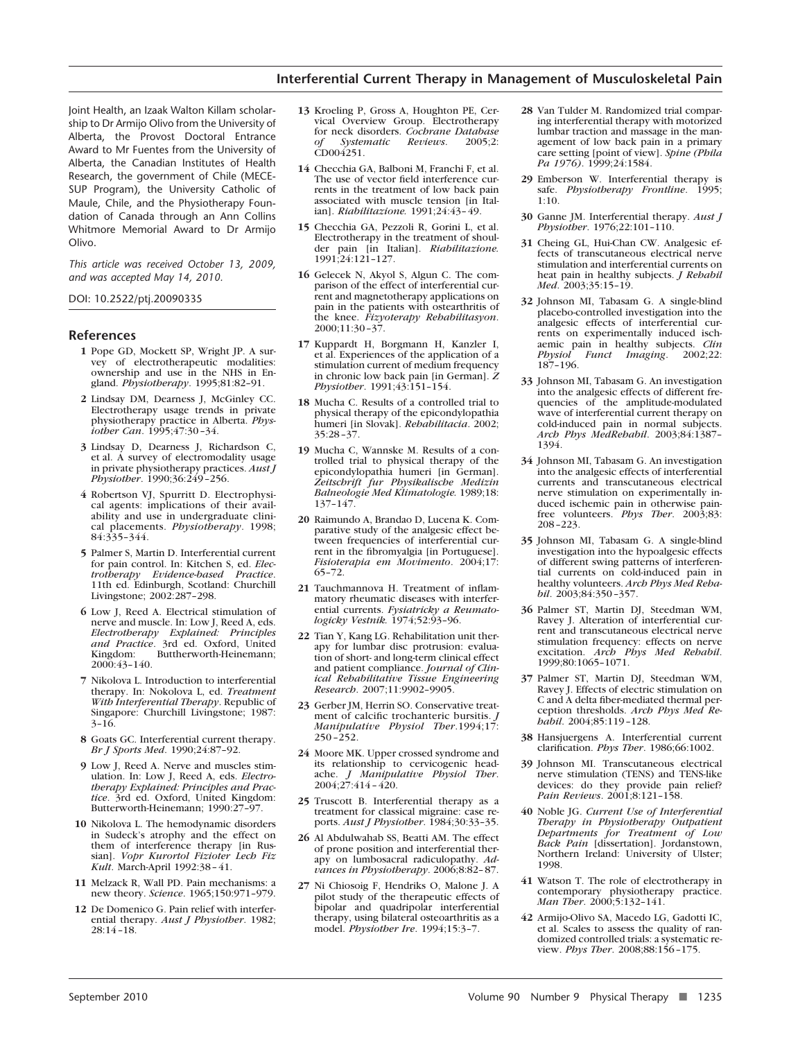Joint Health, an Izaak Walton Killam scholarship to Dr Armijo Olivo from the University of Alberta, the Provost Doctoral Entrance Award to Mr Fuentes from the University of Alberta, the Canadian Institutes of Health Research, the government of Chile (MECE-SUP Program), the University Catholic of Maule, Chile, and the Physiotherapy Foundation of Canada through an Ann Collins Whitmore Memorial Award to Dr Armijo Olivo.

*This article was received October 13, 2009, and was accepted May 14, 2010.*

DOI: 10.2522/ptj.20090335

## References

1. Pope GD, Mockett SP, Wright JP. A survey of electrotherapeutic modalities: ownership and use in the NHS in England. *Physiotherapy*. 1995;81:82–91.
2. Lindsay DM, Dearness J, McGinley CC. Electrotherapy usage trends in private physiotherapy practice in Alberta. *Physiother Can*. 1995;47:30–34.
3. Lindsay D, Dearness J, Richardson C, et al. A survey of electromodality usage in private physiotherapy practices. *Aust J Physiother*. 1990;36:249–256.
4. Robertson VJ, Spurritt D. Electrophysical agents: implications of their availability and use in undergraduate clinical placements. *Physiotherapy*. 1998; 84:335–344.
5. Palmer S, Martin D. Interferential current for pain control. In: Kitchen S, ed. *Electrotherapy Evidence-based Practice*. 11th ed. Edinburgh, Scotland: Churchill Livingstone; 2002:287–298.
6. Low J, Reed A. Electrical stimulation of nerve and muscle. In: Low J, Reed A, eds. *Electrotherapy Explained: Principles and Practice*. 3rd ed. Oxford, United Kingdom: Buttherworth-Heinemann; 2000:43–140.
7. Nikolova L. Introduction to interferential therapy. In: Nokolova L, ed. *Treatment With Interferential Therapy*. Republic of Singapore: Churchill Livingstone; 1987: 3–16.
8. Goats GC. Interferential current therapy. *Br J Sports Med*. 1990;24:87–92.
9. Low J, Reed A. Nerve and muscles stimulation. In: Low J, Reed A, eds. *Electrotherapy Explained: Principles and Practice*. 3rd ed. Oxford, United Kingdom: Butterworth-Heinemann; 1990:27–97.
10. Nikolova L. The hemodynamic disorders in Sudeck's atrophy and the effect on them of interference therapy [in Russian]. *Vopr Kurortol Fizioter Lech Fiz Kult*. March-April 1992:38–41.
11. Melzack R, Wall PD. Pain mechanisms: a new theory. *Science*. 1965;150:971–979.
12. De Domenico G. Pain relief with interferential therapy. *Aust J Physiother*. 1982; 28:14–18.
13. Kroeling P, Gross A, Houghton PE, Cervical Overview Group. Electrotherapy for neck disorders. *Cochrane Database of Systematic Reviews*. 2005;2: CD004251.
14. Checchia GA, Balboni M, Franchi F, et al. The use of vector field interference currents in the treatment of low back pain associated with muscle tension [in Italian]. *Riabilitazione*. 1991;24:43–49.
15. Checchia GA, Pezzoli R, Gorini L, et al. Electrotherapy in the treatment of shoulder pain [in Italian]. *Riabilitazione*. 1991;24:121–127.
16. Gelecek N, Akyol S, Algun C. The comparison of the effect of interferential current and magnetotherapy applications on pain in the patients with osteoarthritis of the knee. *Fizyoterapy Rehabilitasyon*. 2000;11:30–37.
17. Kuppardt H, Borgmann H, Kanzler I, et al. Experiences of the application of a stimulation current of medium frequency in chronic low back pain [in German]. *Z Physiother*. 1991;43:151–154.
18. Mucha C. Results of a controlled trial to physical therapy of the epicondylopathia humeri [in Slovak]. *Rehabilitacia*. 2002; 35:28–37.
19. Mucha C, Wannske M. Results of a controlled trial to physical therapy of the epicondylopathia humeri [in German]. *Zeitschrift fur Physikalische Medizin Balneologie Med Klimatologie*. 1989;18: 137–147.
20. Raimundo A, Brandao D, Lucena K. Comparative study of the analgesic effect between frequencies of interferential current in the fibromyalgia [in Portuguese]. *Fisioterapia em Movimento*. 2004;17: 65–72.
21. Tauchmannova H. Treatment of inflammatory rheumatic diseases with interferential currents. *Fysiatricky a Reumatologicky Vestnik*. 1974;52:93–96.
22. Tian Y, Kang LG. Rehabilitation unit therapy for lumbar disc protrusion: evaluation of short- and long-term clinical effect and patient compliance. *Journal of Clinical Rehabilitative Tissue Engineering Research*. 2007;11:9902–9905.
23. Gerber JM, Herrin SO. Conservative treatment of calcific trochanteric bursitis. *J Manipulative Physiol Ther*.1994;17: 250–252.
24. Moore MK. Upper crossed syndrome and its relationship to cervicogenic headache. *J Manipulative Physiol Ther*. 2004;27:414–420.
25. Truscott B. Interferential therapy as a treatment for classical migraine: case reports. *Aust J Physiother*. 1984;30:33–35.
26. Al Abdulwahab SS, Beatti AM. The effect of prone position and interferential therapy on lumbosacral radiculopathy. *Advances in Physiotherapy*. 2006;8:82–87.
27. Ni Chiosoig F, Hendriks O, Malone J. A pilot study of the therapeutic effects of bipolar and quadripolar interferential therapy, using bilateral osteoarthritis as a model. *Physiother Ire*. 1994;15:3–7.
28. Van Tulder M. Randomized trial comparing interferential therapy with motorized lumbar traction and massage in the management of low back pain in a primary care setting [point of view]. *Spine (Phila Pa 1976)*. 1999;24:1584.
29. Emberson W. Interferential therapy is safe. *Physiotherapy Frontline*. 1995; 1:10.
30. Ganne JM. Interferential therapy. *Aust J Physiother*. 1976;22:101–110.
31. Cheing GL, Hui-Chan CW. Analgesic effects of transcutaneous electrical nerve stimulation and interferential currents on heat pain in healthy subjects. *J Rehabil Med*. 2003;35:15–19.
32. Johnson MI, Tabasam G. A single-blind placebo-controlled investigation into the analgesic effects of interferential currents on experimentally induced ischaemic pain in healthy subjects. *Clin Physiol Funct Imaging*. 2002;22: 187–196.
33. Johnson MI, Tabasam G. An investigation into the analgesic effects of different frequencies of the amplitude-modulated wave of interferential current therapy on cold-induced pain in normal subjects. *Arch Phys MedRehabil*. 2003;84:1387–1394.
34. Johnson MI, Tabasam G. An investigation into the analgesic effects of interferential currents and transcutaneous electrical nerve stimulation on experimentally induced ischemic pain in otherwise pain-free volunteers. *Phys Ther*. 2003;83: 208–223.
35. Johnson MI, Tabasam G. A single-blind investigation into the hypoalgesic effects of different swing patterns of interferential currents on cold-induced pain in healthy volunteers. *Arch Phys Med Rehabil*. 2003;84:350–357.
36. Palmer ST, Martin DJ, Steedman WM, Ravey J. Alteration of interferential current and transcutaneous electrical nerve stimulation frequency: effects on nerve excitation. *Arch Phys Med Rehabil*. 1999;80:1065–1071.
37. Palmer ST, Martin DJ, Steedman WM, Ravey J. Effects of electric stimulation on C and A delta fiber-mediated thermal perception thresholds. *Arch Phys Med Rehabil*. 2004;85:119–128.
38. Hansjuergens A. Interferential current clarification. *Phys Ther*. 1986;66:1002.
39. Johnson MI. Transcutaneous electrical nerve stimulation (TENS) and TENS-like devices: do they provide pain relief? *Pain Reviews*. 2001;8:121–158.
40. Noble JG. *Current Use of Interferential Therapy in Physiotherapy Outpatient Departments for Treatment of Low Back Pain* [dissertation]. Jordanstown, Northern Ireland: University of Ulster; 1998.
41. Watson T. The role of electrotherapy in contemporary physiotherapy practice. *Man Ther*. 2000;5:132–141.
42. Armijo-Olivo SA, Macedo LG, Gadotti IC, et al. Scales to assess the quality of randomized controlled trials: a systematic review. *Phys Ther*. 2008;88:156–175.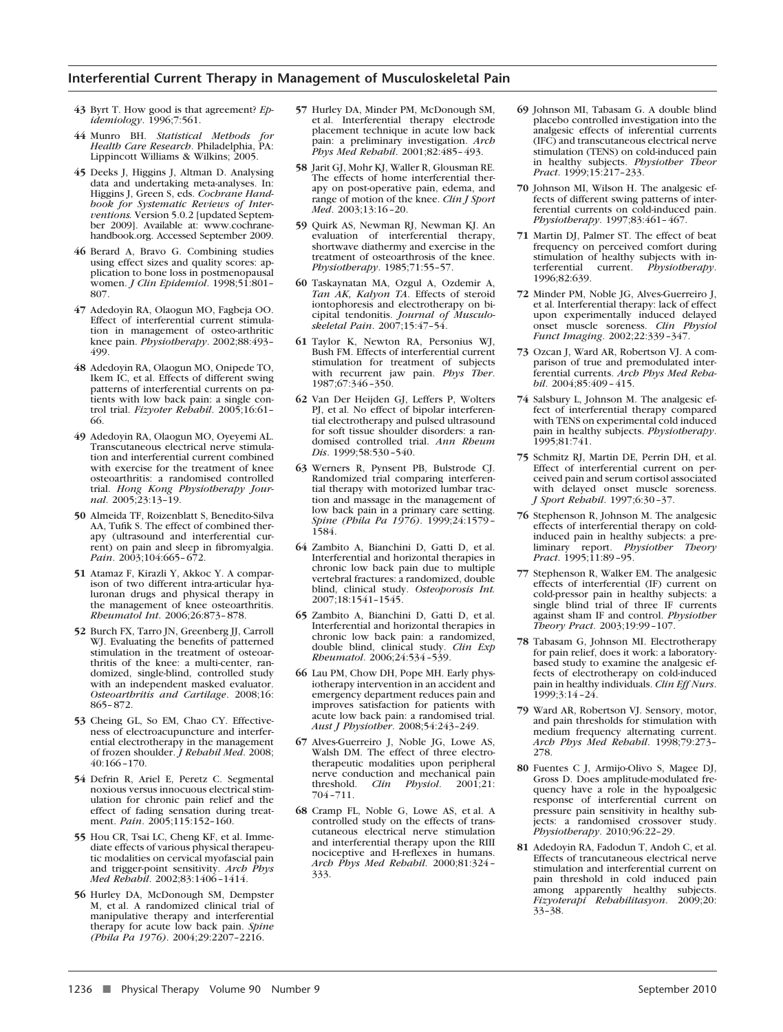43 Byrt T. How good is that agreement? *Epidemiology*. 1996;7:561.

44 Munro BH. *Statistical Methods for Health Care Research*. Philadelphia, PA: Lippincott Williams & Wilkins; 2005.

45 Deeks J, Higgins J, Altman D. Analysing data and undertaking meta-analyses. In: Higgins J, Green S, eds. *Cochrane Handbook for Systematic Reviews of Interventions*. Version 5.0.2 [updated September 2009]. Available at: www.cochrane-handbook.org. Accessed September 2009.

46 Berard A, Bravo G. Combining studies using effect sizes and quality scores: application to bone loss in postmenopausal women. *J Clin Epidemiol*. 1998;51:801–807.

47 Adedoyin RA, Olaogun MO, Fagbeja OO. Effect of interferential current stimulation in management of osteo-arthritic knee pain. *Physiotherapy*. 2002;88:493–499.

48 Adedoyin RA, Olaogun MO, Onipede TO, Ikem IC, et al. Effects of different swing patterns of interferential currents on patients with low back pain: a single control trial. *Fizyoter Rehabil*. 2005;16:61–66.

49 Adedoyin RA, Olaogun MO, Oyeyemi AL. Transcutaneous electrical nerve stimulation and interferential current combined with exercise for the treatment of knee osteoarthritis: a randomised controlled trial. *Hong Kong Physiotherapy Journal*. 2005;23:13–19.

50 Almeida TF, Roizenblatt S, Benedito-Silva AA, Tufik S. The effect of combined therapy (ultrasound and interferential current) on pain and sleep in fibromyalgia. *Pain*. 2003;104:665–672.

51 Atamaz F, Kirazli Y, Akkoc Y. A comparison of two different intra-articular hyaluronan drugs and physical therapy in the management of knee osteoarthritis. *Rheumatol Int*. 2006;26:873–878.

52 Burch FX, Tarro JN, Greenberg JJ, Carroll WJ. Evaluating the benefits of patterned stimulation in the treatment of osteoarthritis of the knee: a multi-center, randomized, single-blind, controlled study with an independent masked evaluator. *Osteoarthritis and Cartilage*. 2008;16:865–872.

53 Cheing GL, So EM, Chao CY. Effectiveness of electroacupuncture and interferential electrotherapy in the management of frozen shoulder. *J Rehabil Med*. 2008;40:166–170.

54 Defrin R, Ariel E, Peretz C. Segmental noxious versus innocuous electrical stimulation for chronic pain relief and the effect of fading sensation during treatment. *Pain*. 2005;115:152–160.

55 Hou CR, Tsai LC, Cheng KF, et al. Immediate effects of various physical therapeutic modalities on cervical myofascial pain and trigger-point sensitivity. *Arch Phys Med Rehabil*. 2002;83:1406–1414.

56 Hurley DA, McDonough SM, Dempster M, et al. A randomized clinical trial of manipulative therapy and interferential therapy for acute low back pain. *Spine (Phila Pa 1976)*. 2004;29:2207–2216.

57 Hurley DA, Minder PM, McDonough SM, et al. Interferential therapy electrode placement technique in acute low back pain: a preliminary investigation. *Arch Phys Med Rehabil*. 2001;82:485–493.

58 Jarit GJ, Mohr KJ, Waller R, Glousman RE. The effects of home interferential therapy on post-operative pain, edema, and range of motion of the knee. *Clin J Sport Med*. 2003;13:16–20.

59 Quirk AS, Newman RJ, Newman KJ. An evaluation of interferential therapy, shortwave diathermy and exercise in the treatment of osteoarthrosis of the knee. *Physiotherapy*. 1985;71:55–57.

60 Taskaynatan MA, Ozgul A, Ozdemir A, Tan AK, Kalyon TA. Effects of steroid iontophoresis and electrotherapy on bicipital tendonitis. *Journal of Musculoskeletal Pain*. 2007;15:47–54.

61 Taylor K, Newton RA, Personius WJ, Bush FM. Effects of interferential current stimulation for treatment of subjects with recurrent jaw pain. *Phys Ther*. 1987;67:346–350.

62 Van Der Heijden GJ, Leffers P, Wolters PJ, et al. No effect of bipolar interferential electrotherapy and pulsed ultrasound for soft tissue shoulder disorders: a randomised controlled trial. *Ann Rheum Dis*. 1999;58:530–540.

63 Werners R, Pynsent PB, Bulstrode CJ. Randomized trial comparing interferential therapy with motorized lumbar traction and massage in the management of low back pain in a primary care setting. *Spine (Phila Pa 1976)*. 1999;24:1579–1584.

64 Zambito A, Bianchini D, Gatti D, et al. Interferential and horizontal therapies in chronic low back pain due to multiple vertebral fractures: a randomized, double blind, clinical study. *Osteoporosis Int*. 2007;18:1541–1545.

65 Zambito A, Bianchini D, Gatti D, et al. Interferential and horizontal therapies in chronic low back pain: a randomized, double blind, clinical study. *Clin Exp Rheumatol*. 2006;24:534–539.

66 Lau PM, Chow DH, Pope MH. Early physiotherapy intervention in an accident and emergency department reduces pain and improves satisfaction for patients with acute low back pain: a randomised trial. *Aust J Physiother*. 2008;54:243–249.

67 Alves-Guerreiro J, Noble JG, Lowe AS, Walsh DM. The effect of three electrotherapeutic modalities upon peripheral nerve conduction and mechanical pain threshold. *Clin Physiol*. 2001;21:704–711.

68 Cramp FL, Noble G, Lowe AS, et al. A controlled study on the effects of transcutaneous electrical nerve stimulation and interferential therapy upon the RIII nociceptive and H-reflexes in humans. *Arch Phys Med Rehabil*. 2000;81:324–333.

69 Johnson MI, Tabasam G. A double blind placebo controlled investigation into the analgesic effects of inferential currents (IFC) and transcutaneous electrical nerve stimulation (TENS) on cold-induced pain in healthy subjects. *Physiother Theor Pract*. 1999;15:217–233.

70 Johnson MI, Wilson H. The analgesic effects of different swing patterns of interferential currents on cold-induced pain. *Physiotherapy*. 1997;83:461–467.

71 Martin DJ, Palmer ST. The effect of beat frequency on perceived comfort during stimulation of healthy subjects with interferential current. *Physiotherapy*. 1996;82:639.

72 Minder PM, Noble JG, Alves-Guerreiro J, et al. Interferential therapy: lack of effect upon experimentally induced delayed onset muscle soreness. *Clin Physiol Funct Imaging*. 2002;22:339–347.

73 Ozcan J, Ward AR, Robertson VJ. A comparison of true and premodulated interferential currents. *Arch Phys Med Rehabil*. 2004;85:409–415.

74 Salsbury L, Johnson M. The analgesic effect of interferential therapy compared with TENS on experimental cold induced pain in healthy subjects. *Physiotherapy*. 1995;81:741.

75 Schmitz RJ, Martin DE, Perrin DH, et al. Effect of interferential current on perceived pain and serum cortisol associated with delayed onset muscle soreness. *J Sport Rehabil*. 1997;6:30–37.

76 Stephenson R, Johnson M. The analgesic effects of interferential therapy on cold-induced pain in healthy subjects: a preliminary report. *Physiother Theory Pract*. 1995;11:89–95.

77 Stephenson R, Walker EM. The analgesic effects of interferential (IF) current on cold-pressor pain in healthy subjects: a single blind trial of three IF currents against sham IF and control. *Physiother Theory Pract*. 2003;19:99–107.

78 Tabasam G, Johnson MI. Electrotherapy for pain relief, does it work: a laboratory-based study to examine the analgesic effects of electrotherapy on cold-induced pain in healthy individuals. *Clin Eff Nurs*. 1999;3:14–24.

79 Ward AR, Robertson VJ. Sensory, motor, and pain thresholds for stimulation with medium frequency alternating current. *Arch Phys Med Rehabil*. 1998;79:273–278.

80 Fuentes C J, Armijo-Olivo S, Magee DJ, Gross D. Does amplitude-modulated frequency have a role in the hypoalgesic response of interferential current on pressure pain sensitivity in healthy subjects: a randomised crossover study. *Physiotherapy*. 2010;96:22–29.

81 Adedoyin RA, Fadodun T, Andoh C, et al. Effects of trancutaneous electrical nerve stimulation and interferential current on pain threshold in cold induced pain among apparently healthy subjects. *Fizyoterapi Rehabilitasyon*. 2009;20:33–38.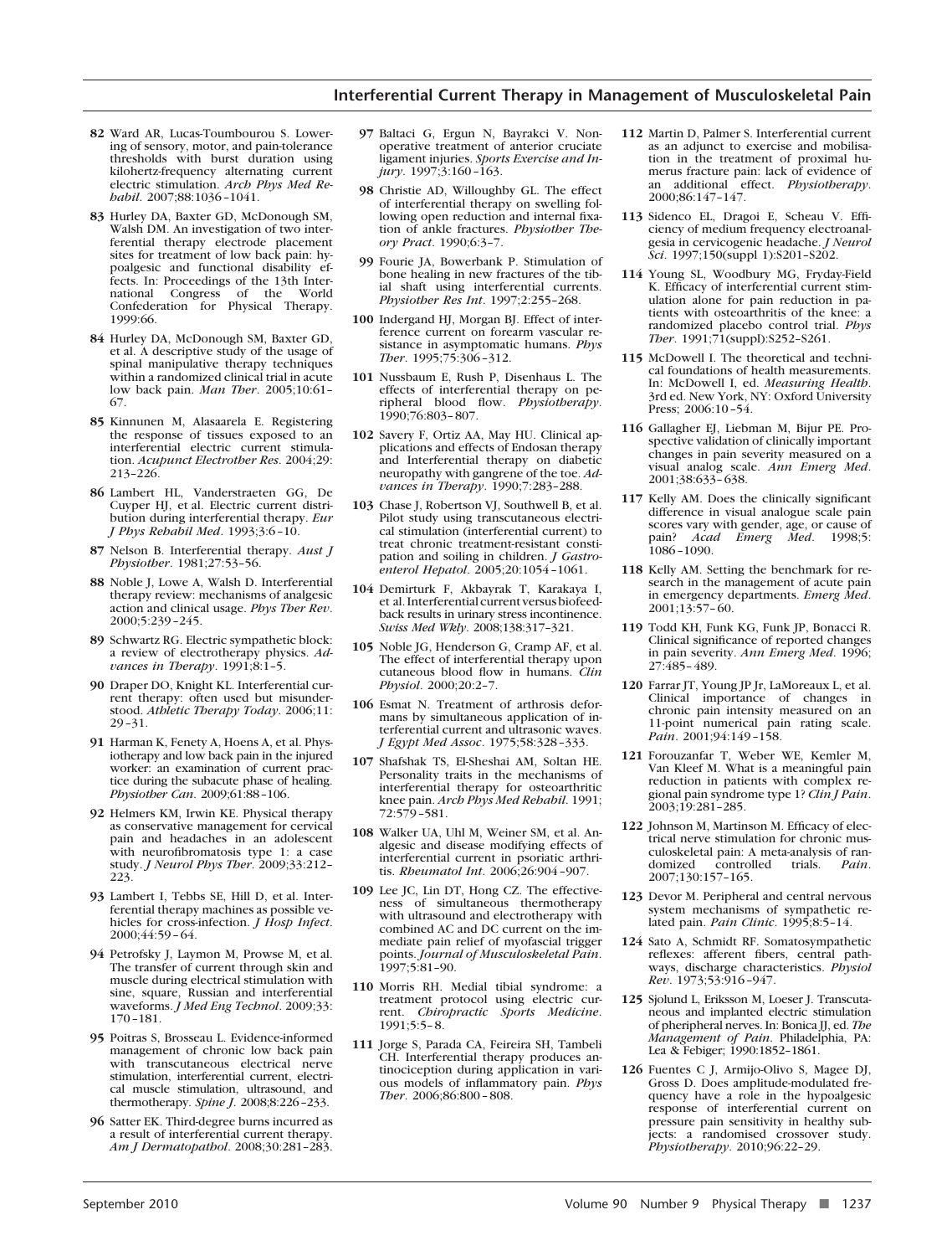82 Ward AR, Lucas-Toumbourou S. Lowering of sensory, motor, and pain-tolerance thresholds with burst duration using kilohertz-frequency alternating current electric stimulation. *Arch Phys Med Rehabil*. 2007;88:1036–1041.

83 Hurley DA, Baxter GD, McDonough SM, Walsh DM. An investigation of two interferential therapy electrode placement sites for treatment of low back pain: hypoalgesic and functional disability effects. In: Proceedings of the 13th International Congress of the World Confederation for Physical Therapy. 1999:66.

84 Hurley DA, McDonough SM, Baxter GD, et al. A descriptive study of the usage of spinal manipulative therapy techniques within a randomized clinical trial in acute low back pain. *Man Ther*. 2005;10:61–67.

85 Kinnunen M, Alasaarela E. Registering the response of tissues exposed to an interferential electric current stimulation. *Acupunct Electrother Res*. 2004;29:213–226.

86 Lambert HL, Vanderstraeten GG, De Cuyper HJ, et al. Electric current distribution during interferential therapy. *Eur J Phys Rehabil Med*. 1993;3:6–10.

87 Nelson B. Interferential therapy. *Aust J Physiother*. 1981;27:53–56.

88 Noble J, Lowe A, Walsh D. Interferential therapy review: mechanisms of analgesic action and clinical usage. *Phys Ther Rev*. 2000;5:239–245.

89 Schwartz RG. Electric sympathetic block: a review of electrotherapy physics. *Advances in Therapy*. 1991;8:1–5.

90 Draper DO, Knight KL. Interferential current therapy: often used but misunderstood. *Athletic Therapy Today*. 2006;11:29–31.

91 Harman K, Fenety A, Hoens A, et al. Physiotherapy and low back pain in the injured worker: an examination of current practice during the subacute phase of healing. *Physiother Can*. 2009;61:88–106.

92 Helmers KM, Irwin KE. Physical therapy as conservative management for cervical pain and headaches in an adolescent with neurofibromatosis type 1: a case study. *J Neurol Phys Ther*. 2009;33:212–223.

93 Lambert I, Tebbs SE, Hill D, et al. Interferential therapy machines as possible vehicles for cross-infection. *J Hosp Infect*. 2000;44:59–64.

94 Petrofsky J, Laymon M, Prowse M, et al. The transfer of current through skin and muscle during electrical stimulation with sine, square, Russian and interferential waveforms. *J Med Eng Technol*. 2009;33:170–181.

95 Poitras S, Brosseau L. Evidence-informed management of chronic low back pain with transcutaneous electrical nerve stimulation, interferential current, electrical muscle stimulation, ultrasound, and thermotherapy. *Spine J*. 2008;8:226–233.

96 Satter EK. Third-degree burns incurred as a result of interferential current therapy. *Am J Dermatopathol*. 2008;30:281–283.

97 Baltaci G, Ergun N, Bayrakci V. Nonoperative treatment of anterior cruciate ligament injuries. *Sports Exercise and Injury*. 1997;3:160–163.

98 Christie AD, Willoughby GL. The effect of interferential therapy on swelling following open reduction and internal fixation of ankle fractures. *Physiother Theory Pract*. 1990;6:3–7.

99 Fourie JA, Bowerbank P. Stimulation of bone healing in new fractures of the tibial shaft using interferential currents. *Physiother Res Int*. 1997;2:255–268.

100 Indergand HJ, Morgan BJ. Effect of interference current on forearm vascular resistance in asymptomatic humans. *Phys Ther*. 1995;75:306–312.

101 Nussbaum E, Rush P, Disenhaus L. The effects of interferential therapy on peripheral blood flow. *Physiotherapy*. 1990;76:803–807.

102 Savery F, Ortiz AA, May HU. Clinical applications and effects of Endosan therapy and Interferential therapy on diabetic neuropathy with gangrene of the toe. *Advances in Therapy*. 1990;7:283–288.

103 Chase J, Robertson VJ, Southwell B, et al. Pilot study using transcutaneous electrical stimulation (interferential current) to treat chronic treatment-resistant constipation and soiling in children. *J Gastroenterol Hepatol*. 2005;20:1054–1061.

104 Demirturk F, Akbayrak T, Karakaya I, et al. Interferential current versus biofeedback results in urinary stress incontinence. *Swiss Med Wkly*. 2008;138:317–321.

105 Noble JG, Henderson G, Cramp AF, et al. The effect of interferential therapy upon cutaneous blood flow in humans. *Clin Physiol*. 2000;20:2–7.

106 Esmat N. Treatment of arthrosis deformans by simultaneous application of interferential current and ultrasonic waves. *J Egypt Med Assoc*. 1975;58:328–333.

107 Shafshak TS, El-Sheshai AM, Soltan HE. Personality traits in the mechanisms of interferential therapy for osteoarthritic knee pain. *Arch Phys Med Rehabil*. 1991;72:579–581.

108 Walker UA, Uhl M, Weiner SM, et al. Analgesic and disease modifying effects of interferential current in psoriatic arthritis. *Rheumatol Int*. 2006;26:904–907.

109 Lee JC, Lin DT, Hong CZ. The effectiveness of simultaneous thermotherapy with ultrasound and electrotherapy with combined AC and DC current on the immediate pain relief of myofascial trigger points. *Journal of Musculoskeletal Pain*. 1997;5:81–90.

110 Morris RH. Medial tibial syndrome: a treatment protocol using electric current. *Chiropractic Sports Medicine*. 1991;5:5–8.

111 Jorge S, Parada CA, Feireira SH, Tambeli CH. Interferential therapy produces antinociception during application in various models of inflammatory pain. *Phys Ther*. 2006;86:800–808.

112 Martin D, Palmer S. Interferential current as an adjunct to exercise and mobilisation in the treatment of proximal humerus fracture pain: lack of evidence of an additional effect. *Physiotherapy*. 2000;86:147–147.

113 Sidenco EL, Dragoi E, Scheau V. Efficiency of medium frequency electroanalgesia in cervicogenic headache. *J Neurol Sci*. 1997;150(suppl 1):S201–S202.

114 Young SL, Woodbury MG, Fryday-Field K. Efficacy of interferential current stimulation alone for pain reduction in patients with osteoarthritis of the knee: a randomized placebo control trial. *Phys Ther*. 1991;71(suppl):S252–S261.

115 McDowell I. The theoretical and technical foundations of health measurements. In: McDowell I, ed. *Measuring Health*. 3rd ed. New York, NY: Oxford University Press; 2006:10–54.

116 Gallagher EJ, Liebman M, Bijur PE. Prospective validation of clinically important changes in pain severity measured on a visual analog scale. *Ann Emerg Med*. 2001;38:633–638.

117 Kelly AM. Does the clinically significant difference in visual analogue scale pain scores vary with gender, age, or cause of pain? *Acad Emerg Med*. 1998;5:1086–1090.

118 Kelly AM. Setting the benchmark for research in the management of acute pain in emergency departments. *Emerg Med*. 2001;13:57–60.

119 Todd KH, Funk KG, Funk JP, Bonacci R. Clinical significance of reported changes in pain severity. *Ann Emerg Med*. 1996;27:485–489.

120 Farrar JT, Young JP Jr, LaMoreaux L, et al. Clinical importance of changes in chronic pain intensity measured on an 11-point numerical pain rating scale. *Pain*. 2001;94:149–158.

121 Forouzanfar T, Weber WE, Kemler M, Van Kleef M. What is a meaningful pain reduction in patients with complex regional pain syndrome type 1? *Clin J Pain*. 2003;19:281–285.

122 Johnson M, Martinson M. Efficacy of electrical nerve stimulation for chronic musculoskeletal pain: A meta-analysis of randomized controlled trials. *Pain*. 2007;130:157–165.

123 Devor M. Peripheral and central nervous system mechanisms of sympathetic related pain. *Pain Clinic*. 1995;8:5–14.

124 Sato A, Schmidt RF. Somatosympathetic reflexes: afferent fibers, central pathways, discharge characteristics. *Physiol Rev*. 1973;53:916–947.

125 Sjolund L, Eriksson M, Loeser J. Transcutaneous and implanted electric stimulation of pheripheral nerves. In: Bonica JJ, ed. *The Management of Pain*. Philadelphia, PA: Lea & Febiger; 1990:1852–1861.

126 Fuentes C J, Armijo-Olivo S, Magee DJ, Gross D. Does amplitude-modulated frequency have a role in the hypoalgesic response of interferential current on pressure pain sensitivity in healthy subjects: a randomised crossover study. *Physiotherapy*. 2010;96:22–29.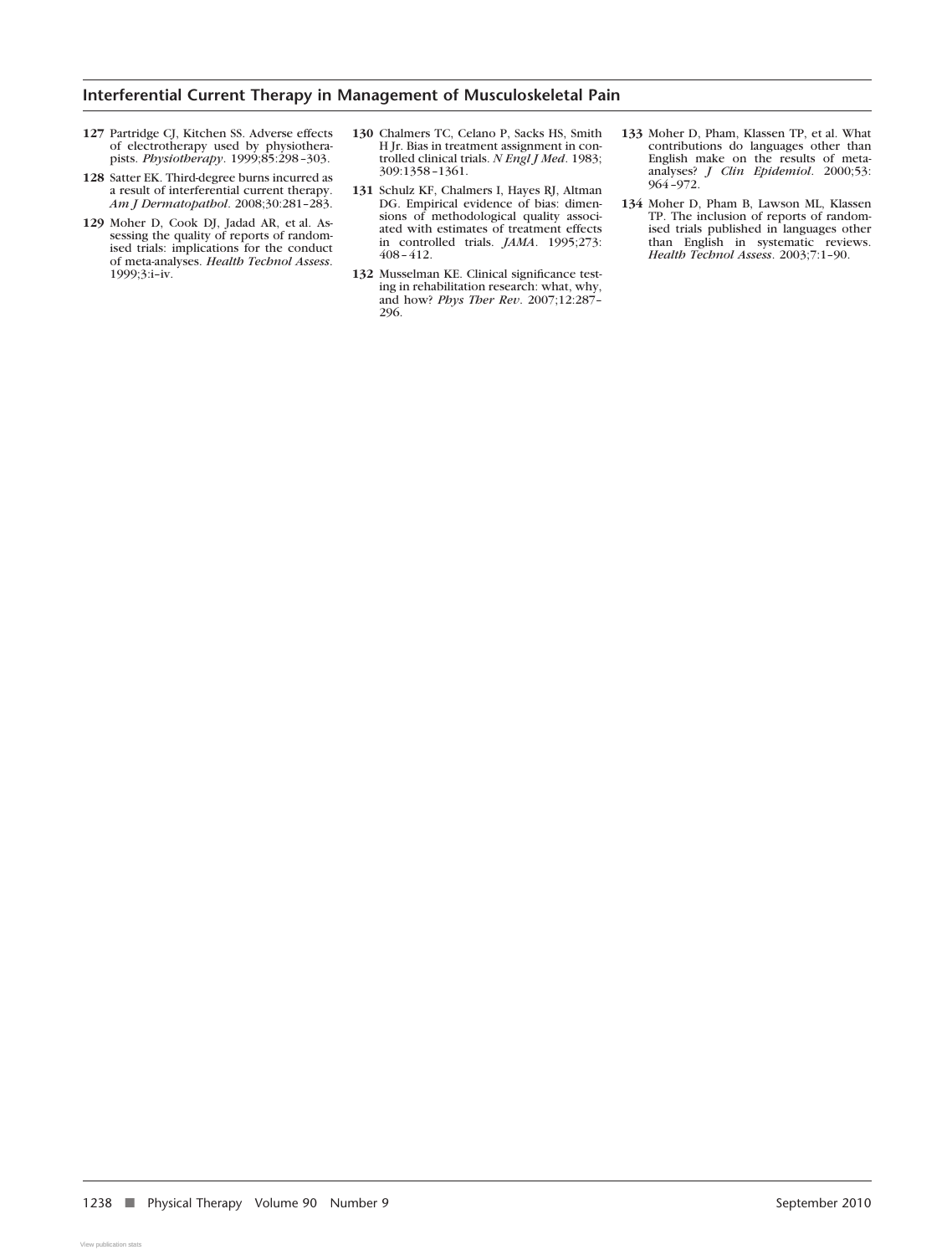**127** Partridge CJ, Kitchen SS. Adverse effects of electrotherapy used by physiotherapists. *Physiotherapy*. 1999;85:298–303.

**128** Satter EK. Third-degree burns incurred as a result of interferential current therapy. *Am J Dermatopathol*. 2008;30:281–283.

**129** Moher D, Cook DJ, Jadad AR, et al. Assessing the quality of reports of randomised trials: implications for the conduct of meta-analyses. *Health Technol Assess*. 1999;3:i–iv.

**130** Chalmers TC, Celano P, Sacks HS, Smith H Jr. Bias in treatment assignment in controlled clinical trials. *N Engl J Med*. 1983;309:1358–1361.

**131** Schulz KF, Chalmers I, Hayes RJ, Altman DG. Empirical evidence of bias: dimensions of methodological quality associated with estimates of treatment effects in controlled trials. *JAMA*. 1995;273:408–412.

**132** Musselman KE. Clinical significance testing in rehabilitation research: what, why, and how? *Phys Ther Rev*. 2007;12:287–296.

**133** Moher D, Pham, Klassen TP, et al. What contributions do languages other than English make on the results of meta-analyses? *J Clin Epidemiol*. 2000;53:964–972.

**134** Moher D, Pham B, Lawson ML, Klassen TP. The inclusion of reports of randomised trials published in languages other than English in systematic reviews. *Health Technol Assess*. 2003;7:1–90.